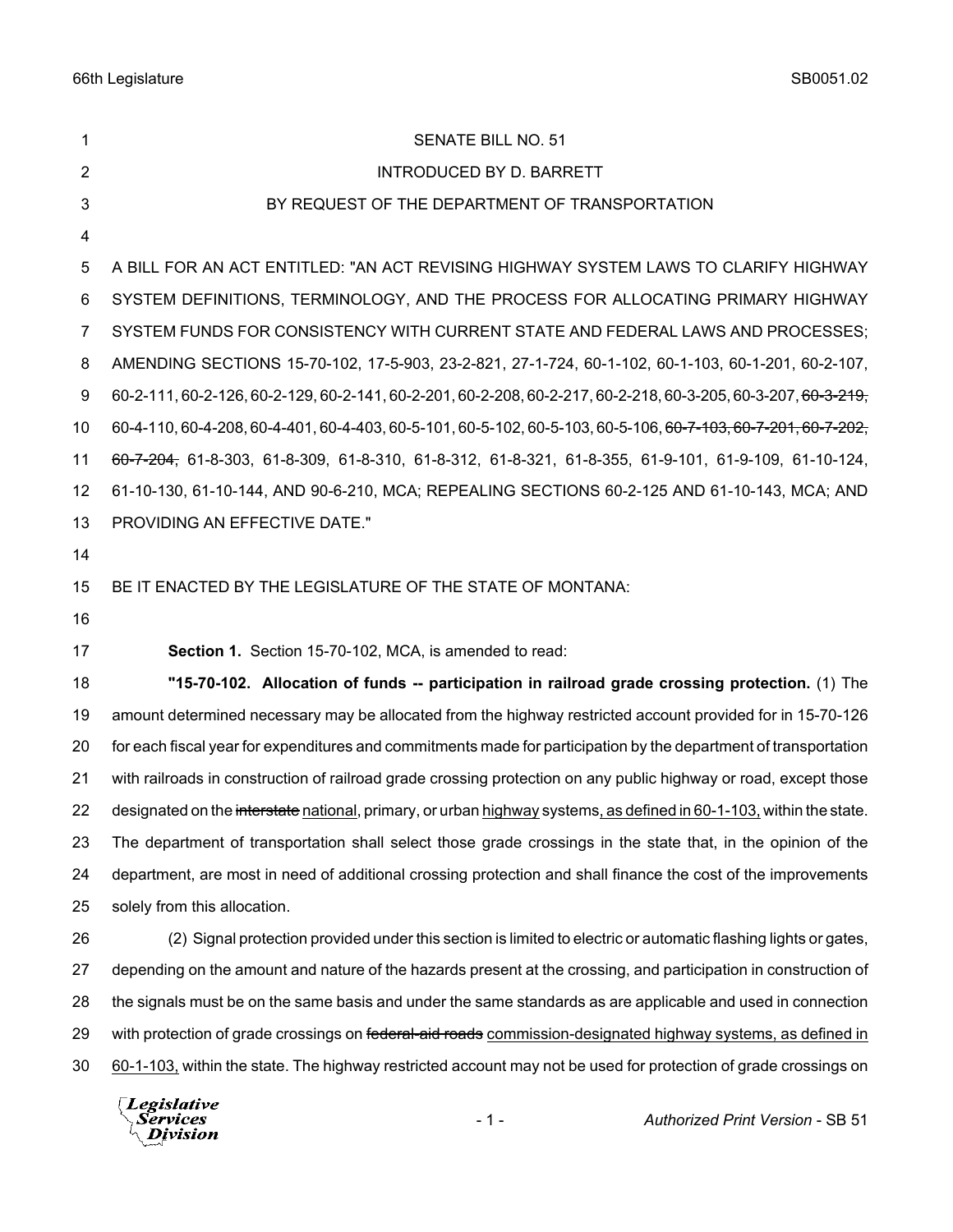SENATE BILL NO. 51

INTRODUCED BY D. BARRETT

BY REQUEST OF THE DEPARTMENT OF TRANSPORTATION

A BILL FOR AN ACT ENTITLED: "AN ACT REVISING HIGHWAY SYSTEM LAWS TO CLARIFY HIGHWAY SYSTEM DEFINITIONS, TERMINOLOGY, AND THE PROCESS FOR ALLOCATING PRIMARY HIGHWAY SYSTEM FUNDS FOR CONSISTENCY WITH CURRENT STATE AND FEDERAL LAWS AND PROCESSES; AMENDING SECTIONS 15-70-102, 17-5-903, 23-2-821, 27-1-724, 60-1-102, 60-1-103, 60-1-201, 60-2-107, 60-2-111, 60-2-126, 60-2-129, 60-2-141, 60-2-201, 60-2-208, 60-2-217, 60-2-218, 60-3-205, 60-3-207, ~~60-3-219,~~ 60-4-110, 60-4-208, 60-4-401, 60-4-403, 60-5-101, 60-5-102, 60-5-103, 60-5-106, ~~60-7-103, 60-7-201, 60-7-202, 60-7-204,~~ 61-8-303, 61-8-309, 61-8-310, 61-8-312, 61-8-321, 61-8-355, 61-9-101, 61-9-109, 61-10-124, 61-10-130, 61-10-144, AND 90-6-210, MCA; REPEALING SECTIONS 60-2-125 AND 61-10-143, MCA; AND PROVIDING AN EFFECTIVE DATE."

BE IT ENACTED BY THE LEGISLATURE OF THE STATE OF MONTANA:

**Section 1.** Section 15-70-102, MCA, is amended to read:

**"15-70-102. Allocation of funds -- participation in railroad grade crossing protection.** (1) The amount determined necessary may be allocated from the highway restricted account provided for in 15-70-126 for each fiscal year for expenditures and commitments made for participation by the department of transportation with railroads in construction of railroad grade crossing protection on any public highway or road, except those designated on the ~~interstate~~ national, primary, or urban highway systems, as defined in 60-1-103, within the state. The department of transportation shall select those grade crossings in the state that, in the opinion of the department, are most in need of additional crossing protection and shall finance the cost of the improvements solely from this allocation.

(2) Signal protection provided under this section is limited to electric or automatic flashing lights or gates, depending on the amount and nature of the hazards present at the crossing, and participation in construction of the signals must be on the same basis and under the same standards as are applicable and used in connection with protection of grade crossings on ~~federal-aid roads~~ commission-designated highway systems, as defined in 60-1-103, within the state. The highway restricted account may not be used for protection of grade crossings on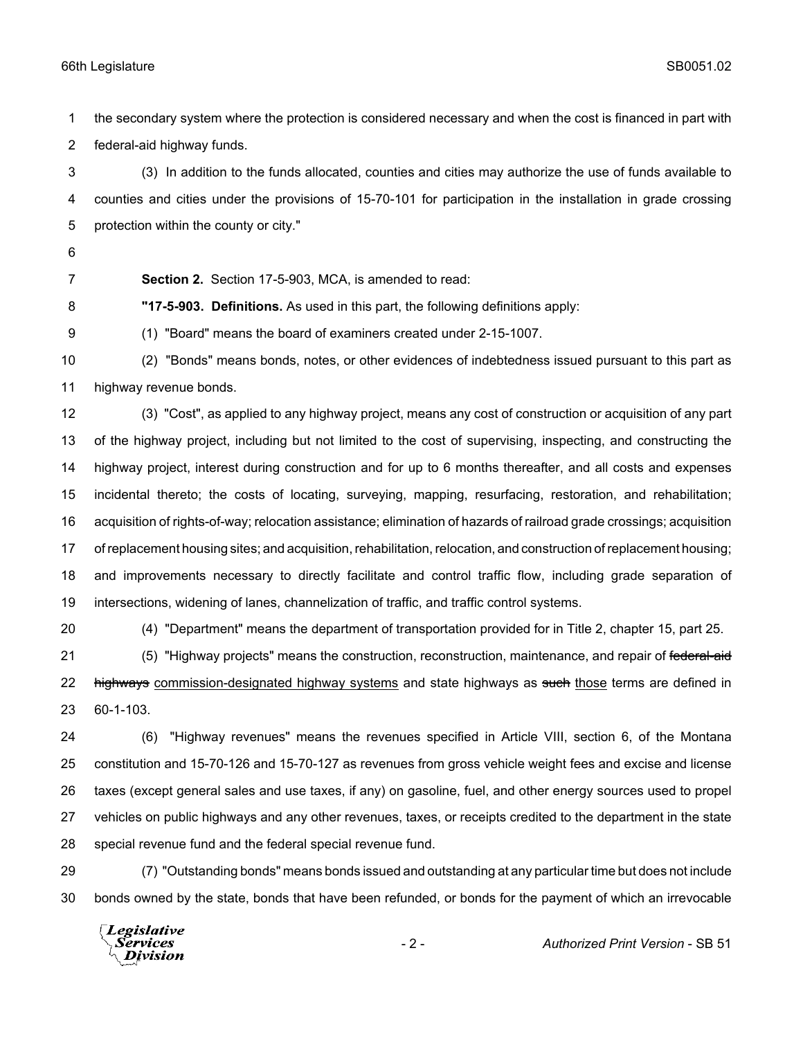the secondary system where the protection is considered necessary and when the cost is financed in part with federal-aid highway funds.

(3) In addition to the funds allocated, counties and cities may authorize the use of funds available to counties and cities under the provisions of 15-70-101 for participation in the installation in grade crossing protection within the county or city."

**Section 2.** Section 17-5-903, MCA, is amended to read:

**"17-5-903. Definitions.** As used in this part, the following definitions apply:

(1) "Board" means the board of examiners created under 2-15-1007.

(2) "Bonds" means bonds, notes, or other evidences of indebtedness issued pursuant to this part as highway revenue bonds.

(3) "Cost", as applied to any highway project, means any cost of construction or acquisition of any part of the highway project, including but not limited to the cost of supervising, inspecting, and constructing the highway project, interest during construction and for up to 6 months thereafter, and all costs and expenses incidental thereto; the costs of locating, surveying, mapping, resurfacing, restoration, and rehabilitation; acquisition of rights-of-way; relocation assistance; elimination of hazards of railroad grade crossings; acquisition of replacement housing sites; and acquisition, rehabilitation, relocation, and construction of replacement housing; and improvements necessary to directly facilitate and control traffic flow, including grade separation of intersections, widening of lanes, channelization of traffic, and traffic control systems.

(4) "Department" means the department of transportation provided for in Title 2, chapter 15, part 25.

(5) "Highway projects" means the construction, reconstruction, maintenance, and repair of ~~federal-aid highways~~ <u>commission-designated highway systems</u> and state highways as ~~such~~ <u>those</u> terms are defined in 60-1-103.

(6) "Highway revenues" means the revenues specified in Article VIII, section 6, of the Montana constitution and 15-70-126 and 15-70-127 as revenues from gross vehicle weight fees and excise and license taxes (except general sales and use taxes, if any) on gasoline, fuel, and other energy sources used to propel vehicles on public highways and any other revenues, taxes, or receipts credited to the department in the state special revenue fund and the federal special revenue fund.

(7) "Outstanding bonds" means bonds issued and outstanding at any particular time but does not include bonds owned by the state, bonds that have been refunded, or bonds for the payment of which an irrevocable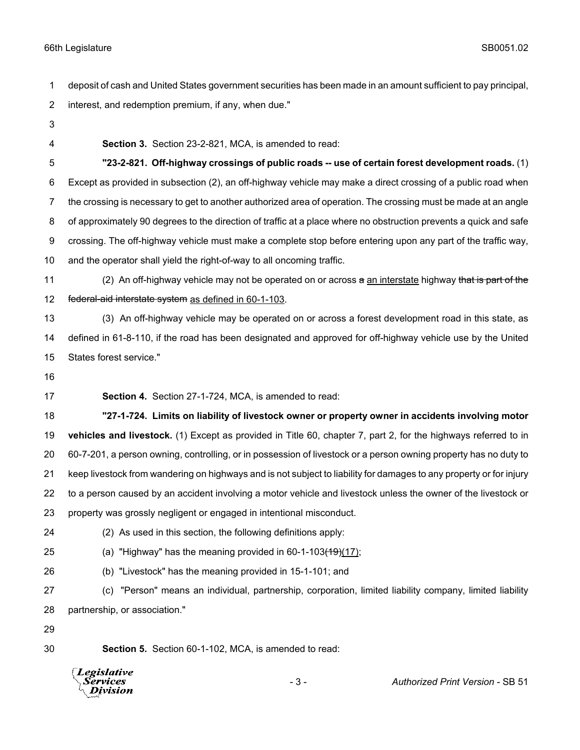deposit of cash and United States government securities has been made in an amount sufficient to pay principal, interest, and redemption premium, if any, when due."

**Section 3.** Section 23-2-821, MCA, is amended to read:

**"23-2-821. Off-highway crossings of public roads -- use of certain forest development roads.** (1) Except as provided in subsection (2), an off-highway vehicle may make a direct crossing of a public road when the crossing is necessary to get to another authorized area of operation. The crossing must be made at an angle of approximately 90 degrees to the direction of traffic at a place where no obstruction prevents a quick and safe crossing. The off-highway vehicle must make a complete stop before entering upon any part of the traffic way, and the operator shall yield the right-of-way to all oncoming traffic.

(2) An off-highway vehicle may not be operated on or across ~~a~~ <u>an interstate</u> highway ~~that is part of the federal-aid interstate system~~ <u>as defined in 60-1-103</u>.

(3) An off-highway vehicle may be operated on or across a forest development road in this state, as defined in 61-8-110, if the road has been designated and approved for off-highway vehicle use by the United States forest service."

**Section 4.** Section 27-1-724, MCA, is amended to read:

**"27-1-724. Limits on liability of livestock owner or property owner in accidents involving motor vehicles and livestock.** (1) Except as provided in Title 60, chapter 7, part 2, for the highways referred to in 60-7-201, a person owning, controlling, or in possession of livestock or a person owning property has no duty to keep livestock from wandering on highways and is not subject to liability for damages to any property or for injury to a person caused by an accident involving a motor vehicle and livestock unless the owner of the livestock or property was grossly negligent or engaged in intentional misconduct.

(2) As used in this section, the following definitions apply:

(a) "Highway" has the meaning provided in 60-1-103~~(19)~~<u>(17)</u>;

(b) "Livestock" has the meaning provided in 15-1-101; and

(c) "Person" means an individual, partnership, corporation, limited liability company, limited liability partnership, or association."

**Section 5.** Section 60-1-102, MCA, is amended to read: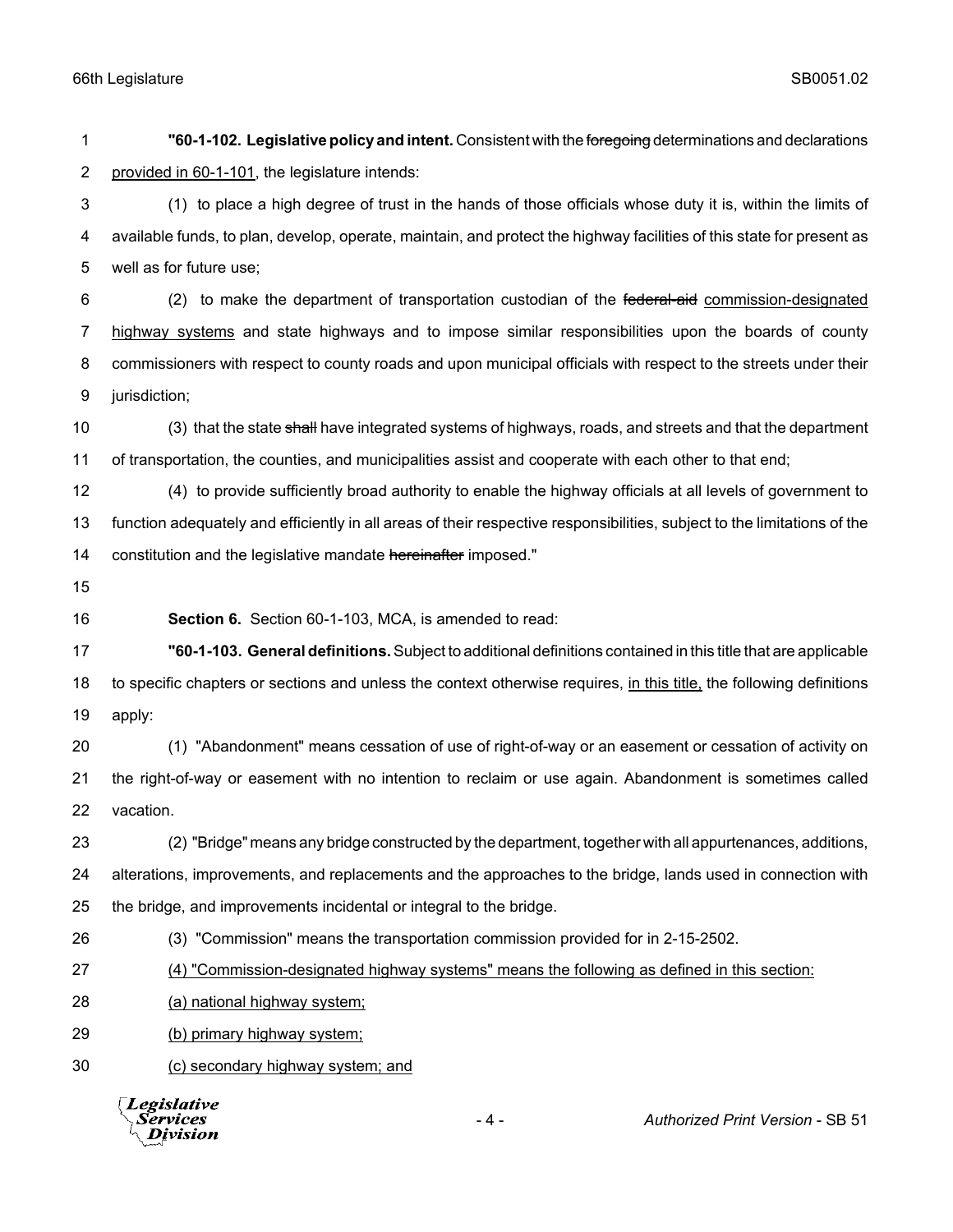**"60-1-102. Legislative policy and intent.** Consistent with the ~~foregoing~~ determinations and declarations provided in 60-1-101, the legislature intends:

(1) to place a high degree of trust in the hands of those officials whose duty it is, within the limits of available funds, to plan, develop, operate, maintain, and protect the highway facilities of this state for present as well as for future use;

(2) to make the department of transportation custodian of the ~~federal-aid~~ commission-designated highway systems and state highways and to impose similar responsibilities upon the boards of county commissioners with respect to county roads and upon municipal officials with respect to the streets under their jurisdiction;

(3) that the state ~~shall~~ have integrated systems of highways, roads, and streets and that the department of transportation, the counties, and municipalities assist and cooperate with each other to that end;

(4) to provide sufficiently broad authority to enable the highway officials at all levels of government to function adequately and efficiently in all areas of their respective responsibilities, subject to the limitations of the constitution and the legislative mandate ~~hereinafter~~ imposed."

**Section 6.** Section 60-1-103, MCA, is amended to read:

**"60-1-103. General definitions.** Subject to additional definitions contained in this title that are applicable to specific chapters or sections and unless the context otherwise requires, in this title, the following definitions apply:

(1) "Abandonment" means cessation of use of right-of-way or an easement or cessation of activity on the right-of-way or easement with no intention to reclaim or use again. Abandonment is sometimes called vacation.

(2) "Bridge" means any bridge constructed by the department, together with all appurtenances, additions, alterations, improvements, and replacements and the approaches to the bridge, lands used in connection with the bridge, and improvements incidental or integral to the bridge.

(3) "Commission" means the transportation commission provided for in 2-15-2502.

(4) "Commission-designated highway systems" means the following as defined in this section:

(a) national highway system;

(b) primary highway system;

(c) secondary highway system; and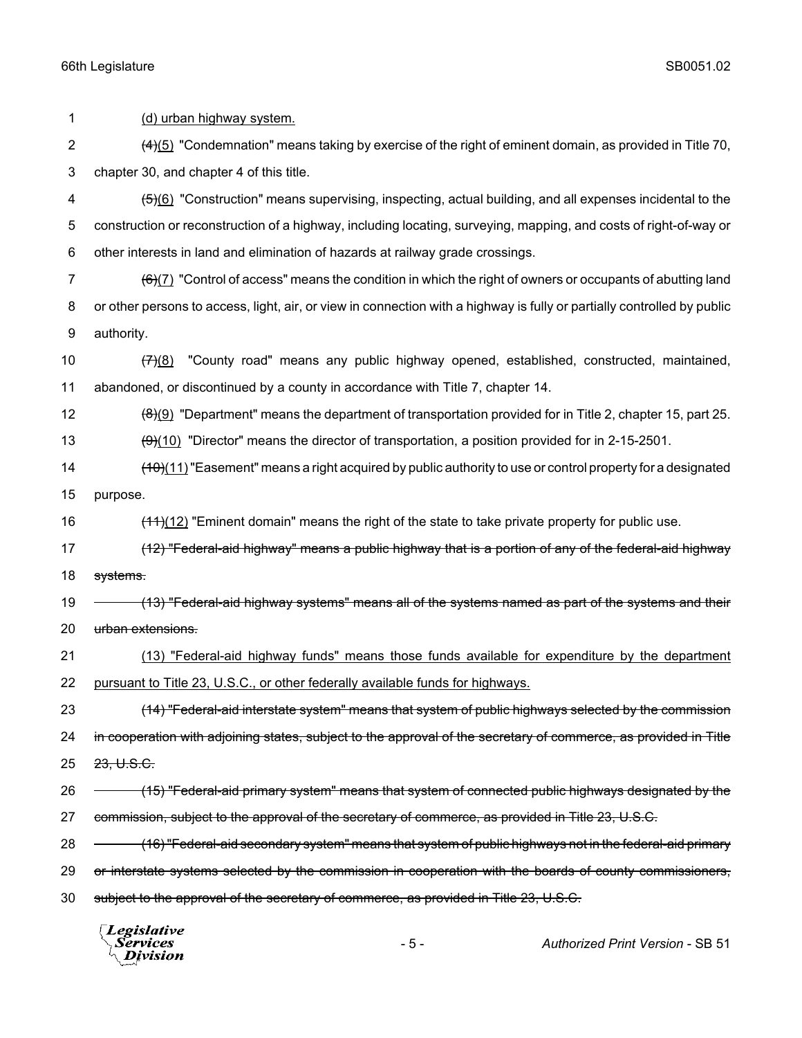1 (d) urban highway system.

2 ~~(4)~~(5) "Condemnation" means taking by exercise of the right of eminent domain, as provided in Title 70,
3 chapter 30, and chapter 4 of this title.

4 ~~(5)~~(6) "Construction" means supervising, inspecting, actual building, and all expenses incidental to the
5 construction or reconstruction of a highway, including locating, surveying, mapping, and costs of right-of-way or
6 other interests in land and elimination of hazards at railway grade crossings.

7 ~~(6)~~(7) "Control of access" means the condition in which the right of owners or occupants of abutting land
8 or other persons to access, light, air, or view in connection with a highway is fully or partially controlled by public
9 authority.

10 ~~(7)~~(8) "County road" means any public highway opened, established, constructed, maintained,
11 abandoned, or discontinued by a county in accordance with Title 7, chapter 14.

12 ~~(8)~~(9) "Department" means the department of transportation provided for in Title 2, chapter 15, part 25.

13 ~~(9)~~(10) "Director" means the director of transportation, a position provided for in 2-15-2501.

14 ~~(10)~~(11) "Easement" means a right acquired by public authority to use or control property for a designated
15 purpose.

16 ~~(11)~~(12) "Eminent domain" means the right of the state to take private property for public use.

17 ~~(12) "Federal-aid highway" means a public highway that is a portion of any of the federal-aid highway~~
18 ~~systems.~~

19 ~~(13) "Federal-aid highway systems" means all of the systems named as part of the systems and their~~
20 ~~urban extensions.~~

21 (13) "Federal-aid highway funds" means those funds available for expenditure by the department
22 pursuant to Title 23, U.S.C., or other federally available funds for highways.

23 ~~(14) "Federal-aid interstate system" means that system of public highways selected by the commission~~
24 ~~in cooperation with adjoining states, subject to the approval of the secretary of commerce, as provided in Title~~
25 ~~23, U.S.C.~~

26 ~~(15) "Federal-aid primary system" means that system of connected public highways designated by the~~
27 ~~commission, subject to the approval of the secretary of commerce, as provided in Title 23, U.S.C.~~

28 ~~(16) "Federal-aid secondary system" means that system of public highways not in the federal-aid primary~~
29 ~~or interstate systems selected by the commission in cooperation with the boards of county commissioners,~~
30 ~~subject to the approval of the secretary of commerce, as provided in Title 23, U.S.C.~~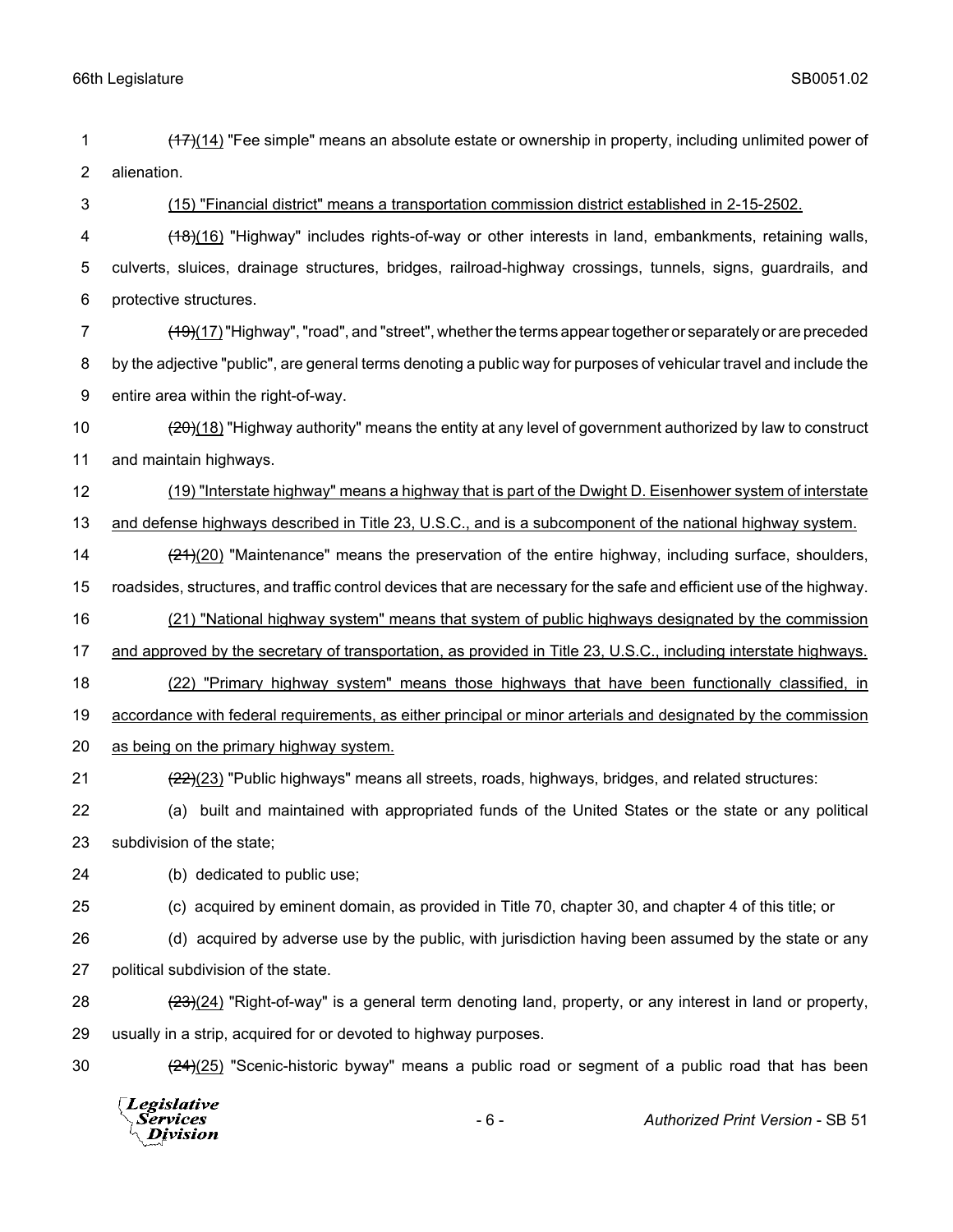~~(17)~~(14) "Fee simple" means an absolute estate or ownership in property, including unlimited power of alienation.

(15) "Financial district" means a transportation commission district established in 2-15-2502.

~~(18)~~(16) "Highway" includes rights-of-way or other interests in land, embankments, retaining walls, culverts, sluices, drainage structures, bridges, railroad-highway crossings, tunnels, signs, guardrails, and protective structures.

~~(19)~~(17) "Highway", "road", and "street", whether the terms appear together or separately or are preceded by the adjective "public", are general terms denoting a public way for purposes of vehicular travel and include the entire area within the right-of-way.

~~(20)~~(18) "Highway authority" means the entity at any level of government authorized by law to construct and maintain highways.

(19) "Interstate highway" means a highway that is part of the Dwight D. Eisenhower system of interstate and defense highways described in Title 23, U.S.C., and is a subcomponent of the national highway system.

~~(21)~~(20) "Maintenance" means the preservation of the entire highway, including surface, shoulders, roadsides, structures, and traffic control devices that are necessary for the safe and efficient use of the highway.

(21) "National highway system" means that system of public highways designated by the commission and approved by the secretary of transportation, as provided in Title 23, U.S.C., including interstate highways.

(22) "Primary highway system" means those highways that have been functionally classified, in accordance with federal requirements, as either principal or minor arterials and designated by the commission as being on the primary highway system.

~~(22)~~(23) "Public highways" means all streets, roads, highways, bridges, and related structures:

(a) built and maintained with appropriated funds of the United States or the state or any political subdivision of the state;

(b) dedicated to public use;

(c) acquired by eminent domain, as provided in Title 70, chapter 30, and chapter 4 of this title; or

(d) acquired by adverse use by the public, with jurisdiction having been assumed by the state or any political subdivision of the state.

~~(23)~~(24) "Right-of-way" is a general term denoting land, property, or any interest in land or property, usually in a strip, acquired for or devoted to highway purposes.

~~(24)~~(25) "Scenic-historic byway" means a public road or segment of a public road that has been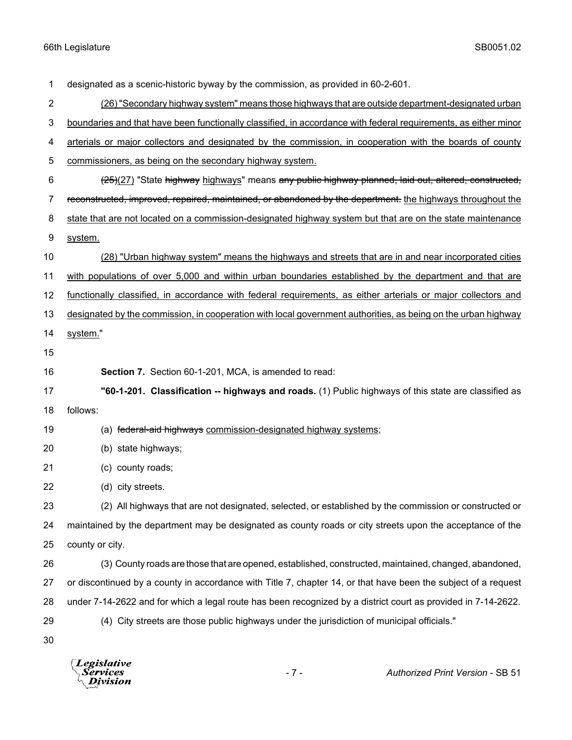designated as a scenic-historic byway by the commission, as provided in 60-2-601.

<u>(26) "Secondary highway system" means those highways that are outside department-designated urban boundaries and that have been functionally classified, in accordance with federal requirements, as either minor arterials or major collectors and designated by the commission, in cooperation with the boards of county commissioners, as being on the secondary highway system.</u>

~~(25)~~<u>(27)</u> "State ~~highway~~ <u>highways</u>" means ~~any public highway planned, laid out, altered, constructed, reconstructed, improved, repaired, maintained, or abandoned by the department.~~ <u>the highways throughout the state that are not located on a commission-designated highway system but that are on the state maintenance system.</u>

<u>(28) "Urban highway system" means the highways and streets that are in and near incorporated cities with populations of over 5,000 and within urban boundaries established by the department and that are functionally classified, in accordance with federal requirements, as either arterials or major collectors and designated by the commission, in cooperation with local government authorities, as being on the urban highway system.</u>"

**Section 7.** Section 60-1-201, MCA, is amended to read:

**"60-1-201. Classification -- highways and roads.** (1) Public highways of this state are classified as follows:

(a) ~~federal-aid highways~~ <u>commission-designated highway systems</u>;

(b) state highways;

(c) county roads;

(d) city streets.

(2) All highways that are not designated, selected, or established by the commission or constructed or maintained by the department may be designated as county roads or city streets upon the acceptance of the county or city.

(3) County roads are those that are opened, established, constructed, maintained, changed, abandoned, or discontinued by a county in accordance with Title 7, chapter 14, or that have been the subject of a request under 7-14-2622 and for which a legal route has been recognized by a district court as provided in 7-14-2622.

(4) City streets are those public highways under the jurisdiction of municipal officials."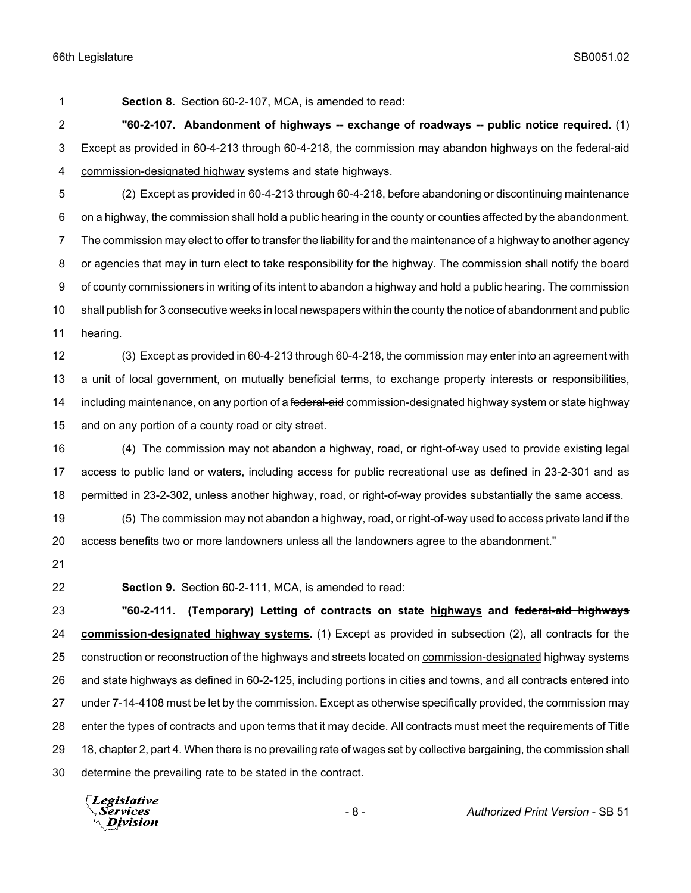**Section 8.** Section 60-2-107, MCA, is amended to read:

**"60-2-107. Abandonment of highways -- exchange of roadways -- public notice required.** (1) Except as provided in 60-4-213 through 60-4-218, the commission may abandon highways on the ~~federal-aid~~ <u>commission-designated highway</u> systems and state highways.

(2) Except as provided in 60-4-213 through 60-4-218, before abandoning or discontinuing maintenance on a highway, the commission shall hold a public hearing in the county or counties affected by the abandonment. The commission may elect to offer to transfer the liability for and the maintenance of a highway to another agency or agencies that may in turn elect to take responsibility for the highway. The commission shall notify the board of county commissioners in writing of its intent to abandon a highway and hold a public hearing. The commission shall publish for 3 consecutive weeks in local newspapers within the county the notice of abandonment and public hearing.

(3) Except as provided in 60-4-213 through 60-4-218, the commission may enter into an agreement with a unit of local government, on mutually beneficial terms, to exchange property interests or responsibilities, including maintenance, on any portion of a ~~federal-aid~~ <u>commission-designated highway system</u> or state highway and on any portion of a county road or city street.

(4) The commission may not abandon a highway, road, or right-of-way used to provide existing legal access to public land or waters, including access for public recreational use as defined in 23-2-301 and as permitted in 23-2-302, unless another highway, road, or right-of-way provides substantially the same access.

(5) The commission may not abandon a highway, road, or right-of-way used to access private land if the access benefits two or more landowners unless all the landowners agree to the abandonment."

**Section 9.** Section 60-2-111, MCA, is amended to read:

**"60-2-111. (Temporary) Letting of contracts on state <u>highways</u> and ~~federal-aid highways~~ <u>commission-designated highway systems</u>.** (1) Except as provided in subsection (2), all contracts for the construction or reconstruction of the highways ~~and streets~~ located on <u>commission-designated</u> highway systems and state highways ~~as defined in 60-2-125~~, including portions in cities and towns, and all contracts entered into under 7-14-4108 must be let by the commission. Except as otherwise specifically provided, the commission may enter the types of contracts and upon terms that it may decide. All contracts must meet the requirements of Title 18, chapter 2, part 4. When there is no prevailing rate of wages set by collective bargaining, the commission shall determine the prevailing rate to be stated in the contract.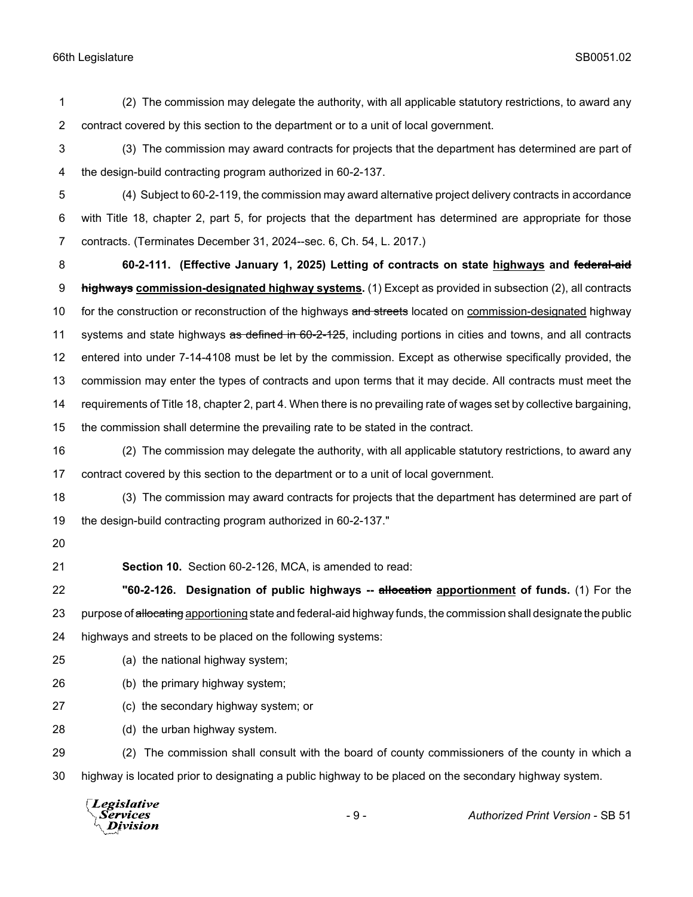(2) The commission may delegate the authority, with all applicable statutory restrictions, to award any contract covered by this section to the department or to a unit of local government.

(3) The commission may award contracts for projects that the department has determined are part of the design-build contracting program authorized in 60-2-137.

(4) Subject to 60-2-119, the commission may award alternative project delivery contracts in accordance with Title 18, chapter 2, part 5, for projects that the department has determined are appropriate for those contracts. (Terminates December 31, 2024--sec. 6, Ch. 54, L. 2017.)

**60-2-111. (Effective January 1, 2025) Letting of contracts on state <u>highways</u> and ~~federal-aid highways~~ <u>commission-designated highway systems</u>.** (1) Except as provided in subsection (2), all contracts for the construction or reconstruction of the highways ~~and streets~~ located on <u>commission-designated</u> highway systems and state highways ~~as defined in 60-2-125~~, including portions in cities and towns, and all contracts entered into under 7-14-4108 must be let by the commission. Except as otherwise specifically provided, the commission may enter the types of contracts and upon terms that it may decide. All contracts must meet the requirements of Title 18, chapter 2, part 4. When there is no prevailing rate of wages set by collective bargaining, the commission shall determine the prevailing rate to be stated in the contract.

(2) The commission may delegate the authority, with all applicable statutory restrictions, to award any contract covered by this section to the department or to a unit of local government.

(3) The commission may award contracts for projects that the department has determined are part of the design-build contracting program authorized in 60-2-137."

**Section 10.** Section 60-2-126, MCA, is amended to read:

**"60-2-126. Designation of public highways -- ~~allocation~~ <u>apportionment</u> of funds.** (1) For the purpose of ~~allocating~~ <u>apportioning</u> state and federal-aid highway funds, the commission shall designate the public highways and streets to be placed on the following systems:

(a) the national highway system;

(b) the primary highway system;

(c) the secondary highway system; or

(d) the urban highway system.

(2) The commission shall consult with the board of county commissioners of the county in which a highway is located prior to designating a public highway to be placed on the secondary highway system.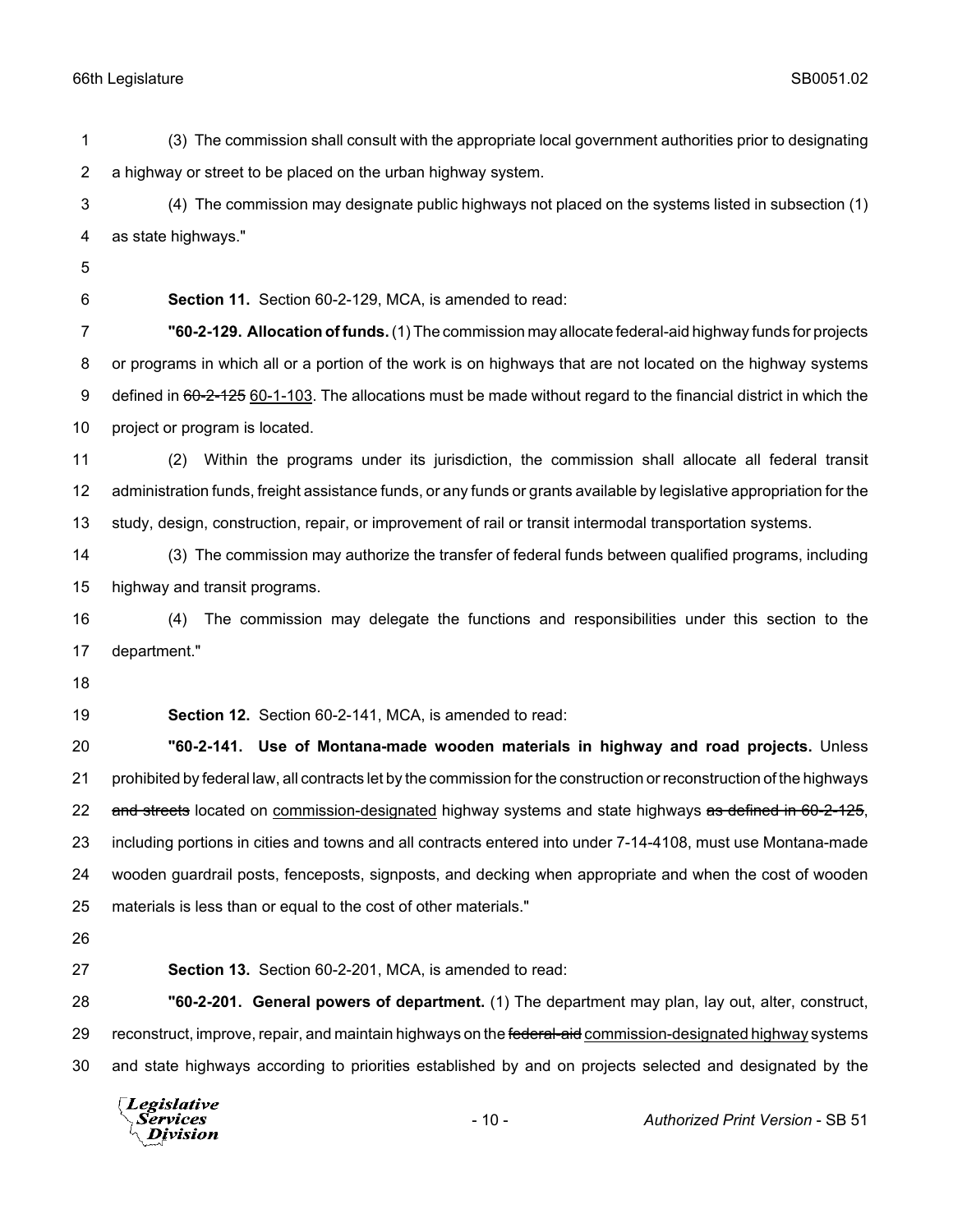(3) The commission shall consult with the appropriate local government authorities prior to designating a highway or street to be placed on the urban highway system.

(4) The commission may designate public highways not placed on the systems listed in subsection (1) as state highways."

**Section 11.** Section 60-2-129, MCA, is amended to read:

**"60-2-129. Allocation of funds.** (1) The commission may allocate federal-aid highway funds for projects or programs in which all or a portion of the work is on highways that are not located on the highway systems defined in ~~60-2-125~~ <u>60-1-103</u>. The allocations must be made without regard to the financial district in which the project or program is located.

(2) Within the programs under its jurisdiction, the commission shall allocate all federal transit administration funds, freight assistance funds, or any funds or grants available by legislative appropriation for the study, design, construction, repair, or improvement of rail or transit intermodal transportation systems.

(3) The commission may authorize the transfer of federal funds between qualified programs, including highway and transit programs.

(4) The commission may delegate the functions and responsibilities under this section to the department."

**Section 12.** Section 60-2-141, MCA, is amended to read:

**"60-2-141. Use of Montana-made wooden materials in highway and road projects.** Unless prohibited by federal law, all contracts let by the commission for the construction or reconstruction of the highways ~~and streets~~ located on <u>commission-designated</u> highway systems and state highways ~~as defined in 60-2-125~~, including portions in cities and towns and all contracts entered into under 7-14-4108, must use Montana-made wooden guardrail posts, fenceposts, signposts, and decking when appropriate and when the cost of wooden materials is less than or equal to the cost of other materials."

**Section 13.** Section 60-2-201, MCA, is amended to read:

**"60-2-201. General powers of department.** (1) The department may plan, lay out, alter, construct, reconstruct, improve, repair, and maintain highways on the ~~federal-aid~~ <u>commission-designated highway</u> systems and state highways according to priorities established by and on projects selected and designated by the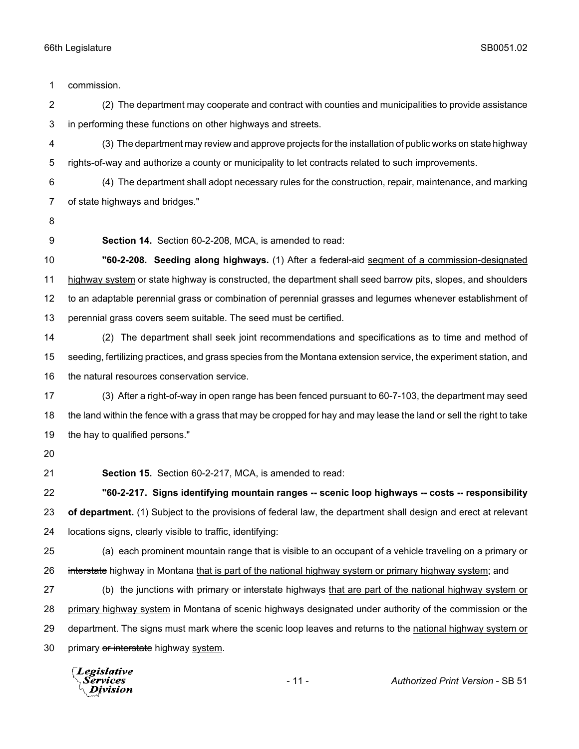commission.

(2) The department may cooperate and contract with counties and municipalities to provide assistance in performing these functions on other highways and streets.

(3) The department may review and approve projects for the installation of public works on state highway rights-of-way and authorize a county or municipality to let contracts related to such improvements.

(4) The department shall adopt necessary rules for the construction, repair, maintenance, and marking of state highways and bridges."

**Section 14.** Section 60-2-208, MCA, is amended to read:

**"60-2-208. Seeding along highways.** (1) After a ~~federal-aid~~ segment of a commission-designated highway system or state highway is constructed, the department shall seed barrow pits, slopes, and shoulders to an adaptable perennial grass or combination of perennial grasses and legumes whenever establishment of perennial grass covers seem suitable. The seed must be certified.

(2) The department shall seek joint recommendations and specifications as to time and method of seeding, fertilizing practices, and grass species from the Montana extension service, the experiment station, and the natural resources conservation service.

(3) After a right-of-way in open range has been fenced pursuant to 60-7-103, the department may seed the land within the fence with a grass that may be cropped for hay and may lease the land or sell the right to take the hay to qualified persons."

**Section 15.** Section 60-2-217, MCA, is amended to read:

**"60-2-217. Signs identifying mountain ranges -- scenic loop highways -- costs -- responsibility of department.** (1) Subject to the provisions of federal law, the department shall design and erect at relevant locations signs, clearly visible to traffic, identifying:

(a) each prominent mountain range that is visible to an occupant of a vehicle traveling on a ~~primary or interstate~~ highway in Montana that is part of the national highway system or primary highway system; and

(b) the junctions with ~~primary or interstate~~ highways that are part of the national highway system or primary highway system in Montana of scenic highways designated under authority of the commission or the department. The signs must mark where the scenic loop leaves and returns to the national highway system or primary ~~or interstate~~ highway system.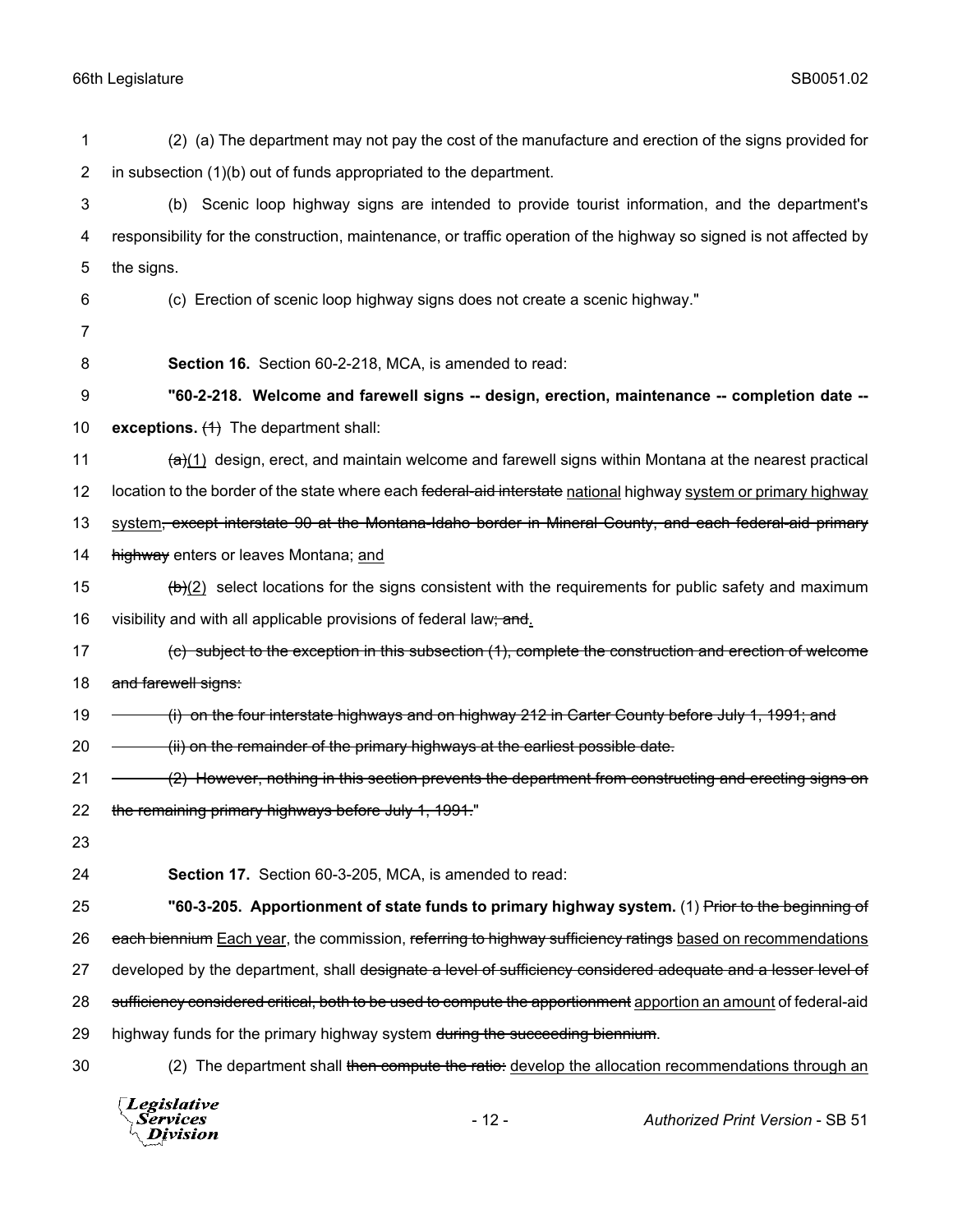(2) (a) The department may not pay the cost of the manufacture and erection of the signs provided for in subsection (1)(b) out of funds appropriated to the department.

(b) Scenic loop highway signs are intended to provide tourist information, and the department's responsibility for the construction, maintenance, or traffic operation of the highway so signed is not affected by the signs.

(c) Erection of scenic loop highway signs does not create a scenic highway."

**Section 16.** Section 60-2-218, MCA, is amended to read:

**"60-2-218. Welcome and farewell signs -- design, erection, maintenance -- completion date -- exceptions.** ~~(1)~~ The department shall:

~~(a)~~(1) design, erect, and maintain welcome and farewell signs within Montana at the nearest practical location to the border of the state where each ~~federal-aid interstate~~ national highway system or primary highway system~~, except interstate 90 at the Montana-Idaho border in Mineral County, and each federal-aid primary highway~~ enters or leaves Montana; and

~~(b)~~(2) select locations for the signs consistent with the requirements for public safety and maximum visibility and with all applicable provisions of federal law~~; and~~.

~~(c) subject to the exception in this subsection (1), complete the construction and erection of welcome and farewell signs:~~

~~(i) on the four interstate highways and on highway 212 in Carter County before July 1, 1991; and~~

~~(ii) on the remainder of the primary highways at the earliest possible date.~~

~~(2) However, nothing in this section prevents the department from constructing and erecting signs on the remaining primary highways before July 1, 1991.~~"

**Section 17.** Section 60-3-205, MCA, is amended to read:

**"60-3-205. Apportionment of state funds to primary highway system.** (1) ~~Prior to the beginning of each biennium~~ Each year, the commission, ~~referring to highway sufficiency ratings~~ based on recommendations developed by the department, shall ~~designate a level of sufficiency considered adequate and a lesser level of sufficiency considered critical, both to be used to compute the apportionment~~ apportion an amount of federal-aid highway funds for the primary highway system ~~during the succeeding biennium~~.

(2) The department shall ~~then compute the ratio:~~ develop the allocation recommendations through an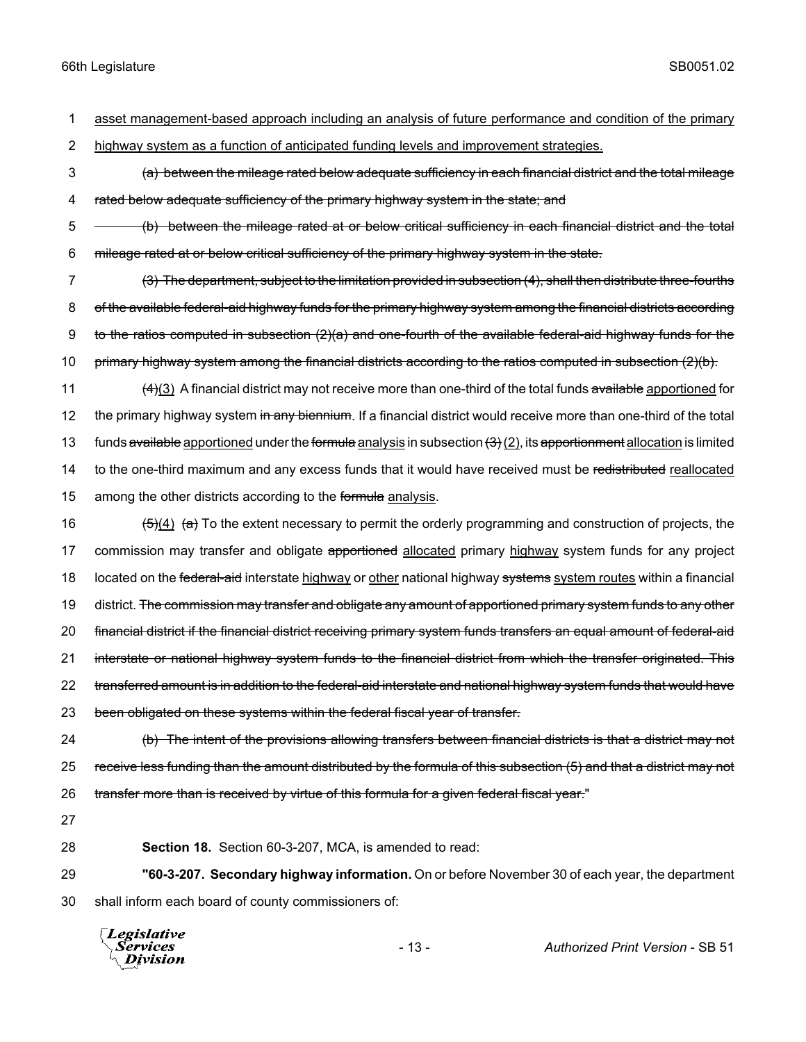asset management-based approach including an analysis of future performance and condition of the primary highway system as a function of anticipated funding levels and improvement strategies.

~~(a) between the mileage rated below adequate sufficiency in each financial district and the total mileage rated below adequate sufficiency of the primary highway system in the state; and~~

~~(b) between the mileage rated at or below critical sufficiency in each financial district and the total mileage rated at or below critical sufficiency of the primary highway system in the state.~~

~~(3) The department, subject to the limitation provided in subsection (4), shall then distribute three-fourths of the available federal-aid highway funds for the primary highway system among the financial districts according to the ratios computed in subsection (2)(a) and one-fourth of the available federal-aid highway funds for the primary highway system among the financial districts according to the ratios computed in subsection (2)(b).~~

~~(4)~~(3) A financial district may not receive more than one-third of the total funds ~~available~~ apportioned for the primary highway system ~~in any biennium~~. If a financial district would receive more than one-third of the total funds ~~available~~ apportioned under the ~~formula~~ analysis in subsection ~~(3)~~ (2), its ~~apportionment~~ allocation is limited to the one-third maximum and any excess funds that it would have received must be ~~redistributed~~ reallocated among the other districts according to the ~~formula~~ analysis.

~~(5)~~(4) ~~(a)~~ To the extent necessary to permit the orderly programming and construction of projects, the commission may transfer and obligate ~~apportioned~~ allocated primary highway system funds for any project located on the ~~federal-aid~~ interstate highway or other national highway ~~systems~~ system routes within a financial district. ~~The commission may transfer and obligate any amount of apportioned primary system funds to any other financial district if the financial district receiving primary system funds transfers an equal amount of federal-aid interstate or national highway system funds to the financial district from which the transfer originated. This transferred amount is in addition to the federal-aid interstate and national highway system funds that would have been obligated on these systems within the federal fiscal year of transfer.~~

~~(b) The intent of the provisions allowing transfers between financial districts is that a district may not receive less funding than the amount distributed by the formula of this subsection (5) and that a district may not transfer more than is received by virtue of this formula for a given federal fiscal year.~~"

**Section 18.** Section 60-3-207, MCA, is amended to read:

**"60-3-207. Secondary highway information.** On or before November 30 of each year, the department shall inform each board of county commissioners of: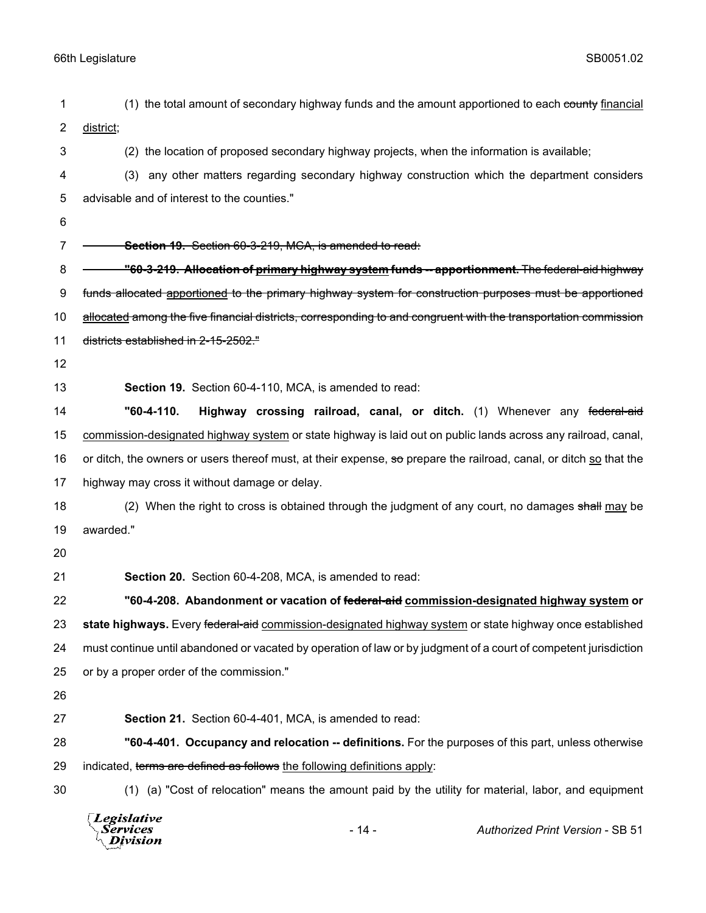(1) the total amount of secondary highway funds and the amount apportioned to each ~~county~~ financial district;

(2) the location of proposed secondary highway projects, when the information is available;

(3) any other matters regarding secondary highway construction which the department considers advisable and of interest to the counties."

~~**Section 19.** Section 60-3-219, MCA, is amended to read:~~

~~**"60-3-219. Allocation of primary highway system funds -- apportionment.** The federal-aid highway funds allocated apportioned to the primary highway system for construction purposes must be apportioned allocated among the five financial districts, corresponding to and congruent with the transportation commission districts established in 2-15-2502."~~

**Section 19.** Section 60-4-110, MCA, is amended to read:

**"60-4-110. Highway crossing railroad, canal, or ditch.** (1) Whenever any ~~federal-aid~~ commission-designated highway system or state highway is laid out on public lands across any railroad, canal, or ditch, the owners or users thereof must, at their expense, ~~so~~ prepare the railroad, canal, or ditch so that the highway may cross it without damage or delay.

(2) When the right to cross is obtained through the judgment of any court, no damages ~~shall~~ may be awarded."

**Section 20.** Section 60-4-208, MCA, is amended to read:

**"60-4-208. Abandonment or vacation of ~~federal-aid~~ commission-designated highway system or state highways.** Every ~~federal-aid~~ commission-designated highway system or state highway once established must continue until abandoned or vacated by operation of law or by judgment of a court of competent jurisdiction or by a proper order of the commission."

**Section 21.** Section 60-4-401, MCA, is amended to read:

**"60-4-401. Occupancy and relocation -- definitions.** For the purposes of this part, unless otherwise indicated, ~~terms are defined as follows~~ the following definitions apply:

(1) (a) "Cost of relocation" means the amount paid by the utility for material, labor, and equipment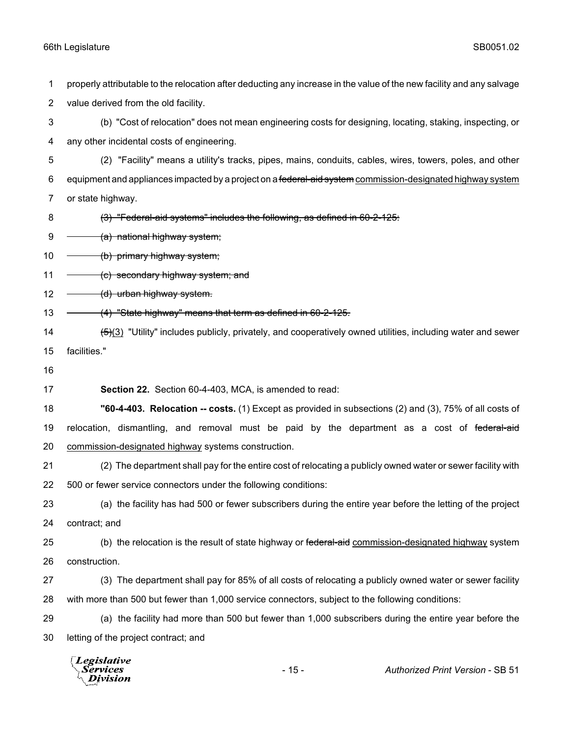properly attributable to the relocation after deducting any increase in the value of the new facility and any salvage value derived from the old facility.

(b) "Cost of relocation" does not mean engineering costs for designing, locating, staking, inspecting, or any other incidental costs of engineering.

(2) "Facility" means a utility's tracks, pipes, mains, conduits, cables, wires, towers, poles, and other equipment and appliances impacted by a project on a ~~federal-aid system~~ <u>commission-designated highway system</u> or state highway.

~~(3) "Federal-aid systems" includes the following, as defined in 60-2-125:~~

~~(a) national highway system;~~

~~(b) primary highway system;~~

~~(c) secondary highway system; and~~

~~(d) urban highway system.~~

~~(4) "State highway" means that term as defined in 60-2-125.~~

~~(5)~~<u>(3)</u> "Utility" includes publicly, privately, and cooperatively owned utilities, including water and sewer facilities."

**Section 22.** Section 60-4-403, MCA, is amended to read:

**"60-4-403. Relocation -- costs.** (1) Except as provided in subsections (2) and (3), 75% of all costs of relocation, dismantling, and removal must be paid by the department as a cost of ~~federal-aid~~ <u>commission-designated highway</u> systems construction.

(2) The department shall pay for the entire cost of relocating a publicly owned water or sewer facility with 500 or fewer service connectors under the following conditions:

(a) the facility has had 500 or fewer subscribers during the entire year before the letting of the project contract; and

(b) the relocation is the result of state highway or ~~federal-aid~~ <u>commission-designated highway</u> system construction.

(3) The department shall pay for 85% of all costs of relocating a publicly owned water or sewer facility with more than 500 but fewer than 1,000 service connectors, subject to the following conditions:

(a) the facility had more than 500 but fewer than 1,000 subscribers during the entire year before the letting of the project contract; and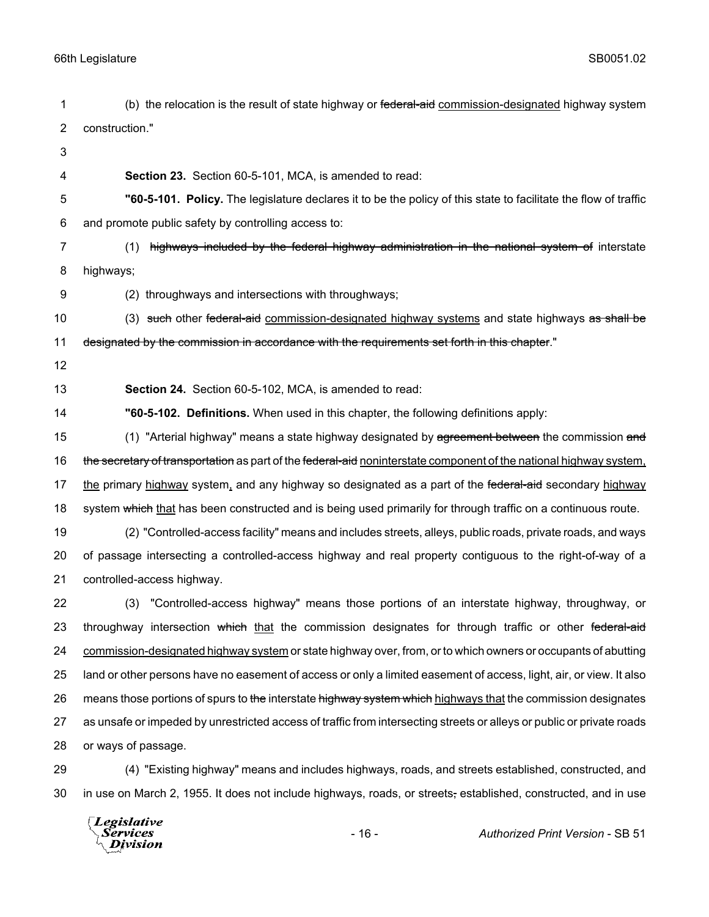(b) the relocation is the result of state highway or ~~federal-aid~~ <u>commission-designated</u> highway system construction."

**Section 23.** Section 60-5-101, MCA, is amended to read:

**"60-5-101. Policy.** The legislature declares it to be the policy of this state to facilitate the flow of traffic and promote public safety by controlling access to:

(1) ~~highways included by the federal highway administration in the national system of~~ interstate highways;

(2) throughways and intersections with throughways;

(3) ~~such~~ other ~~federal-aid~~ <u>commission-designated highway systems</u> and state highways ~~as shall be designated by the commission in accordance with the requirements set forth in this chapter~~."

**Section 24.** Section 60-5-102, MCA, is amended to read:

**"60-5-102. Definitions.** When used in this chapter, the following definitions apply:

(1) "Arterial highway" means a state highway designated by ~~agreement between~~ the commission ~~and the secretary of transportation~~ as part of the ~~federal-aid~~ <u>noninterstate component of the national highway system, the</u> primary <u>highway</u> system<u>,</u> and any highway so designated as a part of the ~~federal-aid~~ secondary <u>highway</u> system ~~which~~ <u>that</u> has been constructed and is being used primarily for through traffic on a continuous route.

(2) "Controlled-access facility" means and includes streets, alleys, public roads, private roads, and ways of passage intersecting a controlled-access highway and real property contiguous to the right-of-way of a controlled-access highway.

(3) "Controlled-access highway" means those portions of an interstate highway, throughway, or throughway intersection ~~which~~ <u>that</u> the commission designates for through traffic or other ~~federal-aid~~ <u>commission-designated highway system</u> or state highway over, from, or to which owners or occupants of abutting land or other persons have no easement of access or only a limited easement of access, light, air, or view. It also means those portions of spurs to ~~the~~ interstate ~~highway system which~~ <u>highways that</u> the commission designates as unsafe or impeded by unrestricted access of traffic from intersecting streets or alleys or public or private roads or ways of passage.

(4) "Existing highway" means and includes highways, roads, and streets established, constructed, and in use on March 2, 1955. It does not include highways, roads, or streets~~,~~ established, constructed, and in use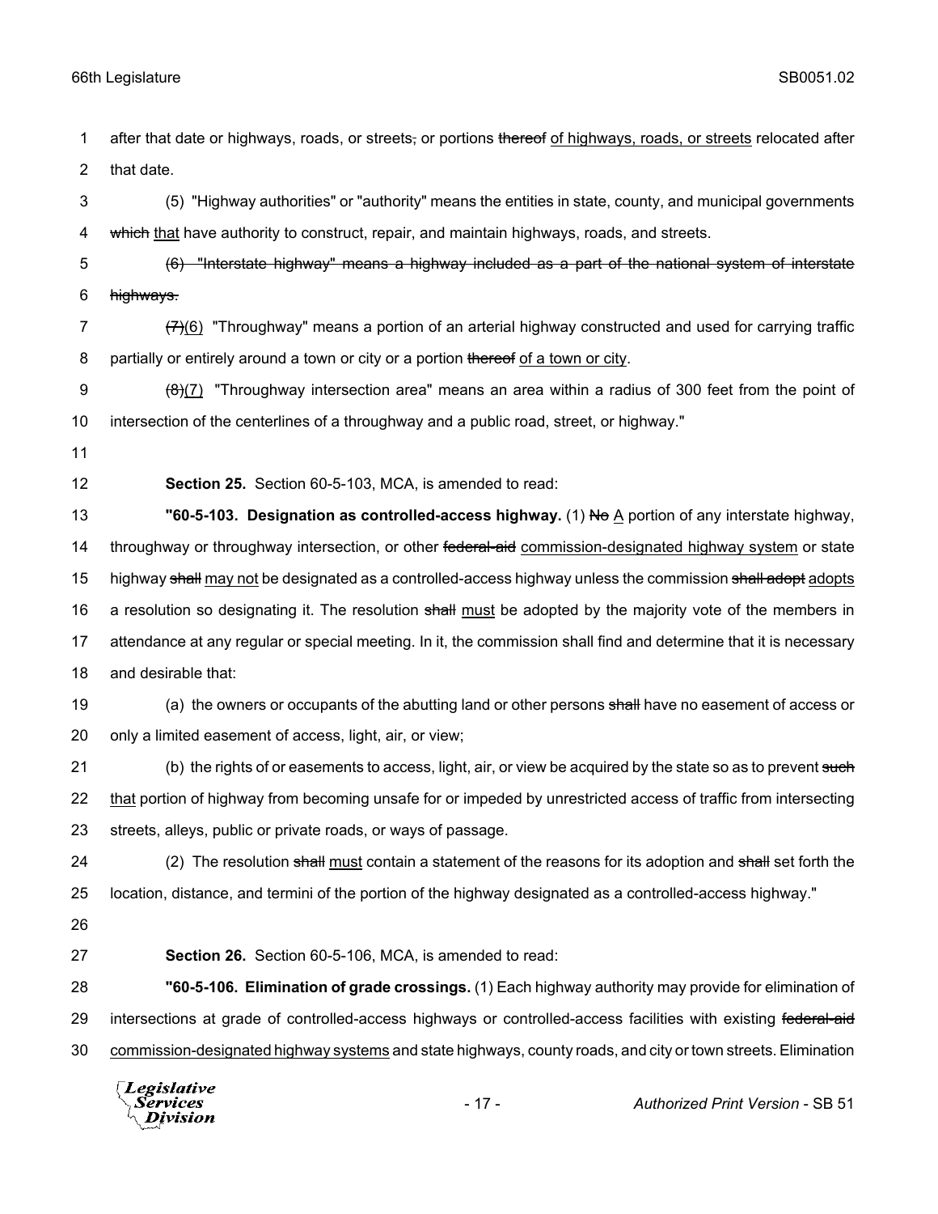after that date or highways, roads, or streets~~,~~ or portions ~~thereof~~ <u>of highways, roads, or streets</u> relocated after that date.

(5) "Highway authorities" or "authority" means the entities in state, county, and municipal governments ~~which~~ <u>that</u> have authority to construct, repair, and maintain highways, roads, and streets.

~~(6) "Interstate highway" means a highway included as a part of the national system of interstate highways.~~

~~(7)~~<u>(6)</u> "Throughway" means a portion of an arterial highway constructed and used for carrying traffic partially or entirely around a town or city or a portion ~~thereof~~ <u>of a town or city</u>.

~~(8)~~<u>(7)</u> "Throughway intersection area" means an area within a radius of 300 feet from the point of intersection of the centerlines of a throughway and a public road, street, or highway."

**Section 25.** Section 60-5-103, MCA, is amended to read:

**"60-5-103. Designation as controlled-access highway.** (1) ~~No~~ <u>A</u> portion of any interstate highway, throughway or throughway intersection, or other ~~federal-aid~~ <u>commission-designated highway system</u> or state highway ~~shall~~ <u>may not</u> be designated as a controlled-access highway unless the commission ~~shall adopt~~ <u>adopts</u> a resolution so designating it. The resolution ~~shall~~ <u>must</u> be adopted by the majority vote of the members in attendance at any regular or special meeting. In it, the commission shall find and determine that it is necessary and desirable that:

(a) the owners or occupants of the abutting land or other persons ~~shall~~ have no easement of access or only a limited easement of access, light, air, or view;

(b) the rights of or easements to access, light, air, or view be acquired by the state so as to prevent ~~such~~ <u>that</u> portion of highway from becoming unsafe for or impeded by unrestricted access of traffic from intersecting streets, alleys, public or private roads, or ways of passage.

(2) The resolution ~~shall~~ <u>must</u> contain a statement of the reasons for its adoption and ~~shall~~ set forth the location, distance, and termini of the portion of the highway designated as a controlled-access highway."

**Section 26.** Section 60-5-106, MCA, is amended to read:

**"60-5-106. Elimination of grade crossings.** (1) Each highway authority may provide for elimination of intersections at grade of controlled-access highways or controlled-access facilities with existing ~~federal-aid~~ <u>commission-designated highway systems</u> and state highways, county roads, and city or town streets. Elimination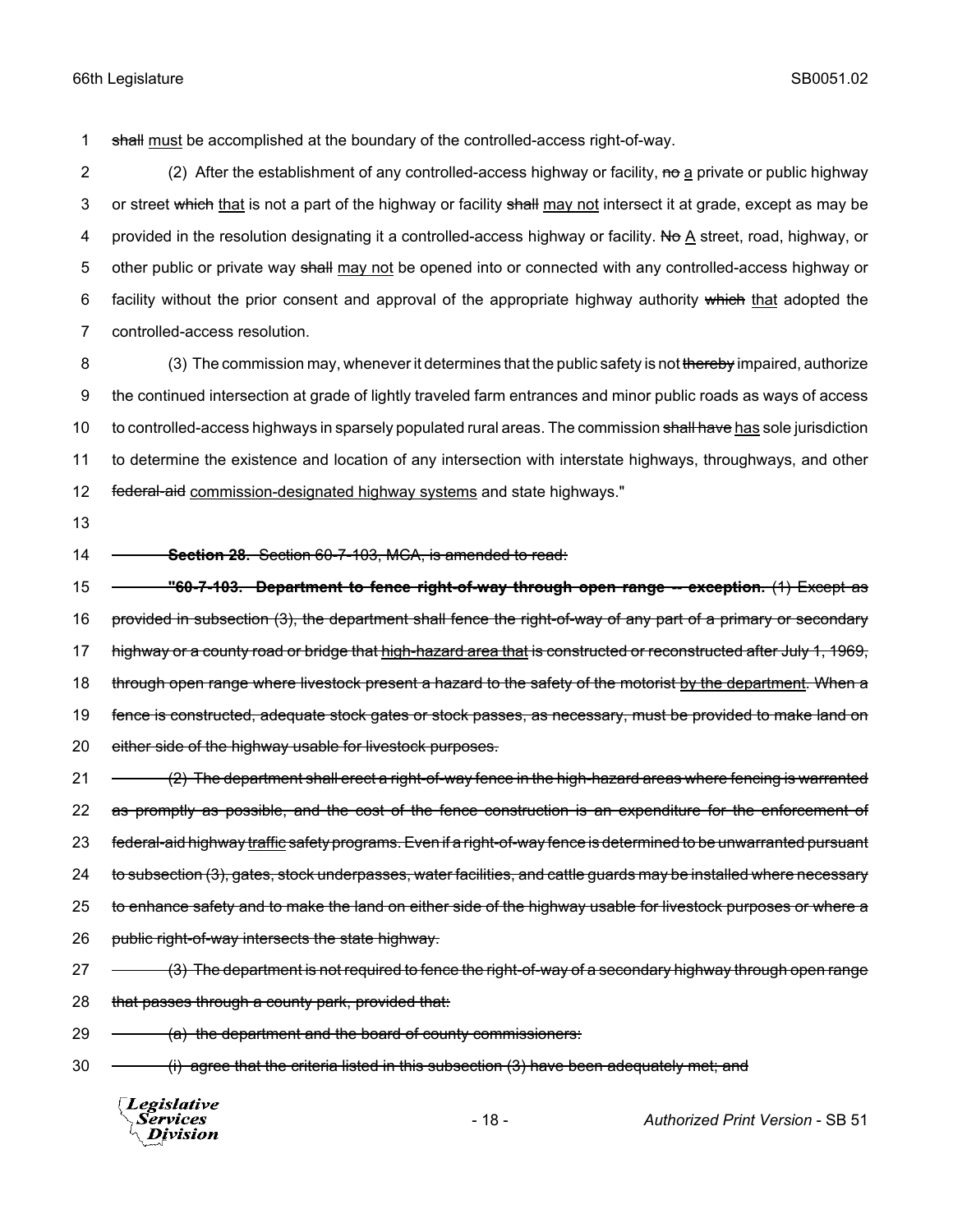~~shall~~ <u>must</u> be accomplished at the boundary of the controlled-access right-of-way.

(2) After the establishment of any controlled-access highway or facility, ~~no~~ <u>a</u> private or public highway or street ~~which~~ <u>that</u> is not a part of the highway or facility ~~shall~~ <u>may not</u> intersect it at grade, except as may be provided in the resolution designating it a controlled-access highway or facility. ~~No~~ <u>A</u> street, road, highway, or other public or private way ~~shall~~ <u>may not</u> be opened into or connected with any controlled-access highway or facility without the prior consent and approval of the appropriate highway authority ~~which~~ <u>that</u> adopted the controlled-access resolution.

(3) The commission may, whenever it determines that the public safety is not ~~thereby~~ impaired, authorize the continued intersection at grade of lightly traveled farm entrances and minor public roads as ways of access to controlled-access highways in sparsely populated rural areas. The commission ~~shall have~~ <u>has</u> sole jurisdiction to determine the existence and location of any intersection with interstate highways, throughways, and other ~~federal-aid~~ <u>commission-designated highway systems</u> and state highways."

~~**Section 28.** Section 60-7-103, MCA, is amended to read:~~

~~**"60-7-103. Department to fence right-of-way through open range -- exception.** (1) Except as provided in subsection (3), the department shall fence the right-of-way of any part of a primary or secondary highway or a county road or bridge that~~ <u>~~high-hazard area that~~</u> ~~is constructed or reconstructed after July 1, 1969, through open range where livestock present a hazard to the safety of the motorist~~ <u>~~by the department~~</u>~~. When a fence is constructed, adequate stock gates or stock passes, as necessary, must be provided to make land on either side of the highway usable for livestock purposes.~~

~~(2) The department shall erect a right-of-way fence in the high-hazard areas where fencing is warranted as promptly as possible, and the cost of the fence construction is an expenditure for the enforcement of federal-aid highway~~ <u>~~traffic~~</u> ~~safety programs. Even if a right-of-way fence is determined to be unwarranted pursuant to subsection (3), gates, stock underpasses, water facilities, and cattle guards may be installed where necessary to enhance safety and to make the land on either side of the highway usable for livestock purposes or where a public right-of-way intersects the state highway.~~

~~(3) The department is not required to fence the right-of-way of a secondary highway through open range that passes through a county park, provided that:~~

~~(a) the department and the board of county commissioners:~~

~~(i) agree that the criteria listed in this subsection (3) have been adequately met; and~~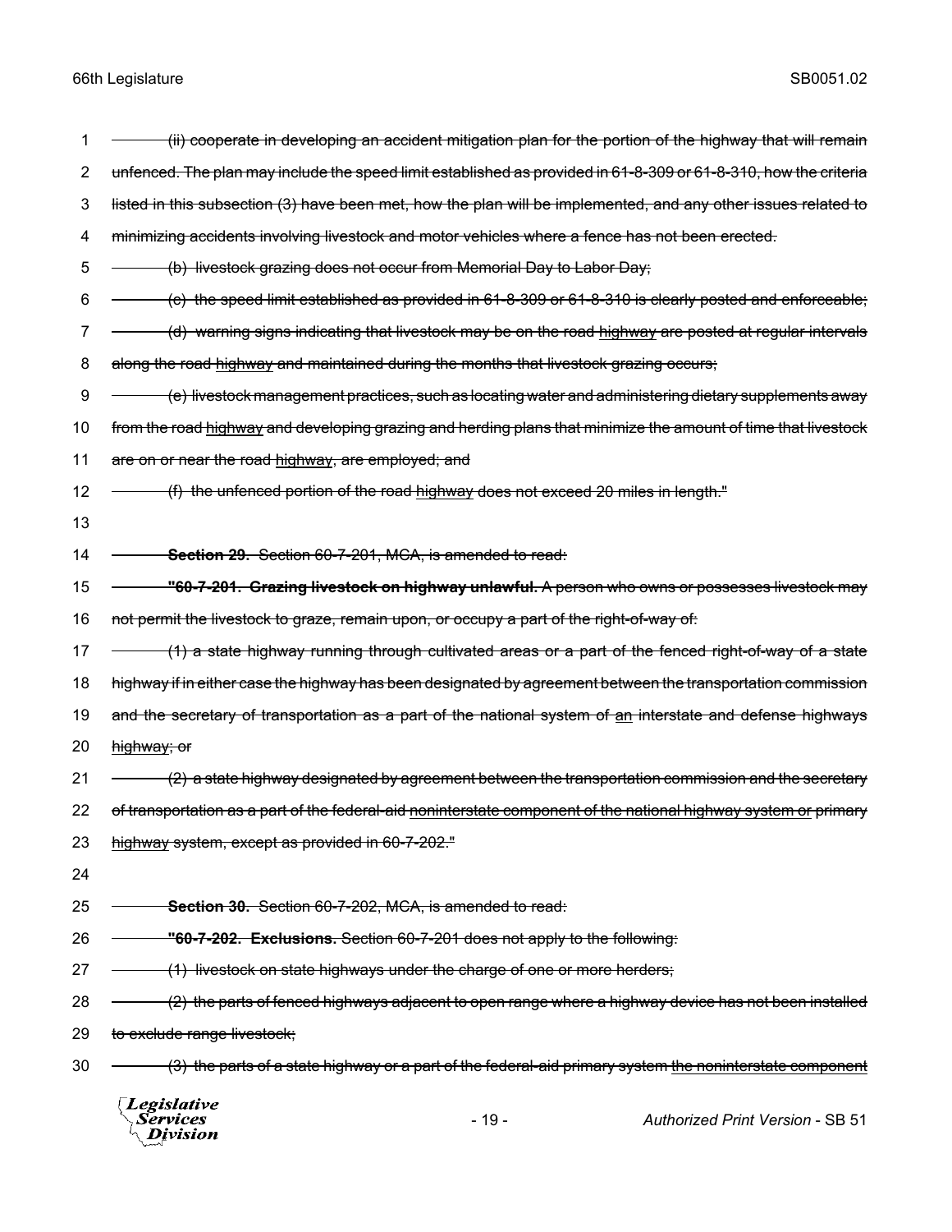(ii) cooperate in developing an accident mitigation plan for the portion of the highway that will remain unfenced. The plan may include the speed limit established as provided in 61-8-309 or 61-8-310, how the criteria listed in this subsection (3) have been met, how the plan will be implemented, and any other issues related to minimizing accidents involving livestock and motor vehicles where a fence has not been erected.

(b) livestock grazing does not occur from Memorial Day to Labor Day;

(c) the speed limit established as provided in 61-8-309 or 61-8-310 is clearly posted and enforceable;

(d) warning signs indicating that livestock may be on the road highway are posted at regular intervals along the road highway and maintained during the months that livestock grazing occurs;

(e) livestock management practices, such as locating water and administering dietary supplements away from the road highway and developing grazing and herding plans that minimize the amount of time that livestock are on or near the road highway, are employed; and

(f) the unfenced portion of the road highway does not exceed 20 miles in length."

**Section 29.** Section 60-7-201, MCA, is amended to read:

**"60-7-201. Grazing livestock on highway unlawful.** A person who owns or possesses livestock may not permit the livestock to graze, remain upon, or occupy a part of the right-of-way of:

(1) a state highway running through cultivated areas or a part of the fenced right-of-way of a state highway if in either case the highway has been designated by agreement between the transportation commission and the secretary of transportation as a part of the national system of an interstate and defense highways highway; or

(2) a state highway designated by agreement between the transportation commission and the secretary of transportation as a part of the federal-aid noninterstate component of the national highway system or primary highway system, except as provided in 60-7-202."

**Section 30.** Section 60-7-202, MCA, is amended to read:

**"60-7-202. Exclusions.** Section 60-7-201 does not apply to the following:

(1) livestock on state highways under the charge of one or more herders;

(2) the parts of fenced highways adjacent to open range where a highway device has not been installed to exclude range livestock;

(3) the parts of a state highway or a part of the federal-aid primary system the noninterstate component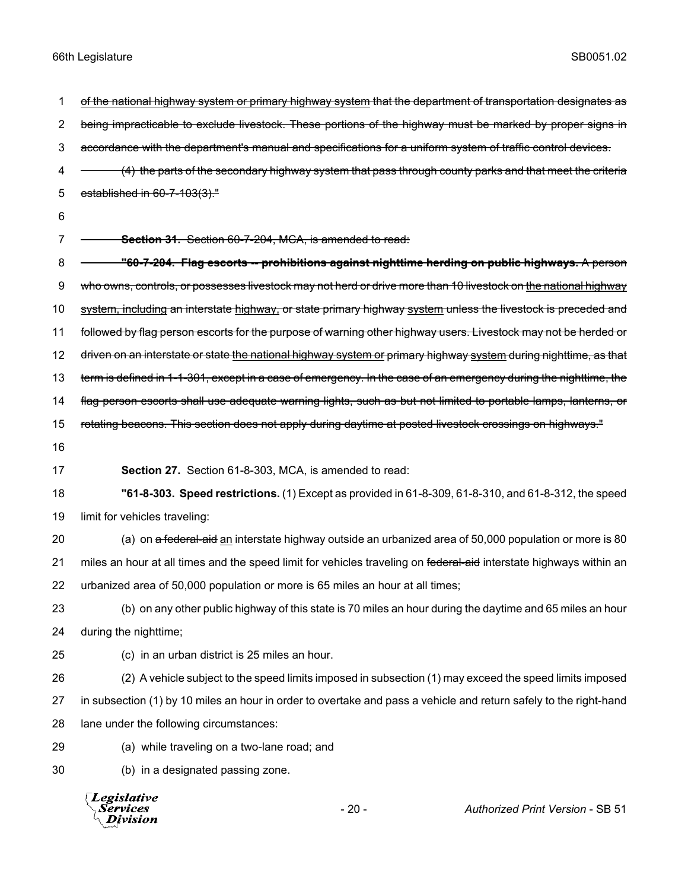~~of the national highway system or primary highway system that the department of transportation designates as being impracticable to exclude livestock. These portions of the highway must be marked by proper signs in accordance with the department's manual and specifications for a uniform system of traffic control devices.~~

~~(4) the parts of the secondary highway system that pass through county parks and that meet the criteria established in 60-7-103(3)."~~

~~**Section 31.** Section 60-7-204, MCA, is amended to read:~~

~~**"60-7-204. Flag escorts -- prohibitions against nighttime herding on public highways.** A person who owns, controls, or possesses livestock may not herd or drive more than 10 livestock on the national highway system, including an interstate highway, or state primary highway system unless the livestock is preceded and followed by flag person escorts for the purpose of warning other highway users. Livestock may not be herded or driven on an interstate or state the national highway system or primary highway system during nighttime, as that term is defined in 1-1-301, except in a case of emergency. In the case of an emergency during the nighttime, the flag person escorts shall use adequate warning lights, such as but not limited to portable lamps, lanterns, or rotating beacons. This section does not apply during daytime at posted livestock crossings on highways."~~

**Section 27.** Section 61-8-303, MCA, is amended to read:

**"61-8-303. Speed restrictions.** (1) Except as provided in 61-8-309, 61-8-310, and 61-8-312, the speed limit for vehicles traveling:

(a) on ~~a federal-aid~~ an interstate highway outside an urbanized area of 50,000 population or more is 80 miles an hour at all times and the speed limit for vehicles traveling on ~~federal-aid~~ interstate highways within an urbanized area of 50,000 population or more is 65 miles an hour at all times;

(b) on any other public highway of this state is 70 miles an hour during the daytime and 65 miles an hour during the nighttime;

(c) in an urban district is 25 miles an hour.

(2) A vehicle subject to the speed limits imposed in subsection (1) may exceed the speed limits imposed in subsection (1) by 10 miles an hour in order to overtake and pass a vehicle and return safely to the right-hand lane under the following circumstances:

(a) while traveling on a two-lane road; and

(b) in a designated passing zone.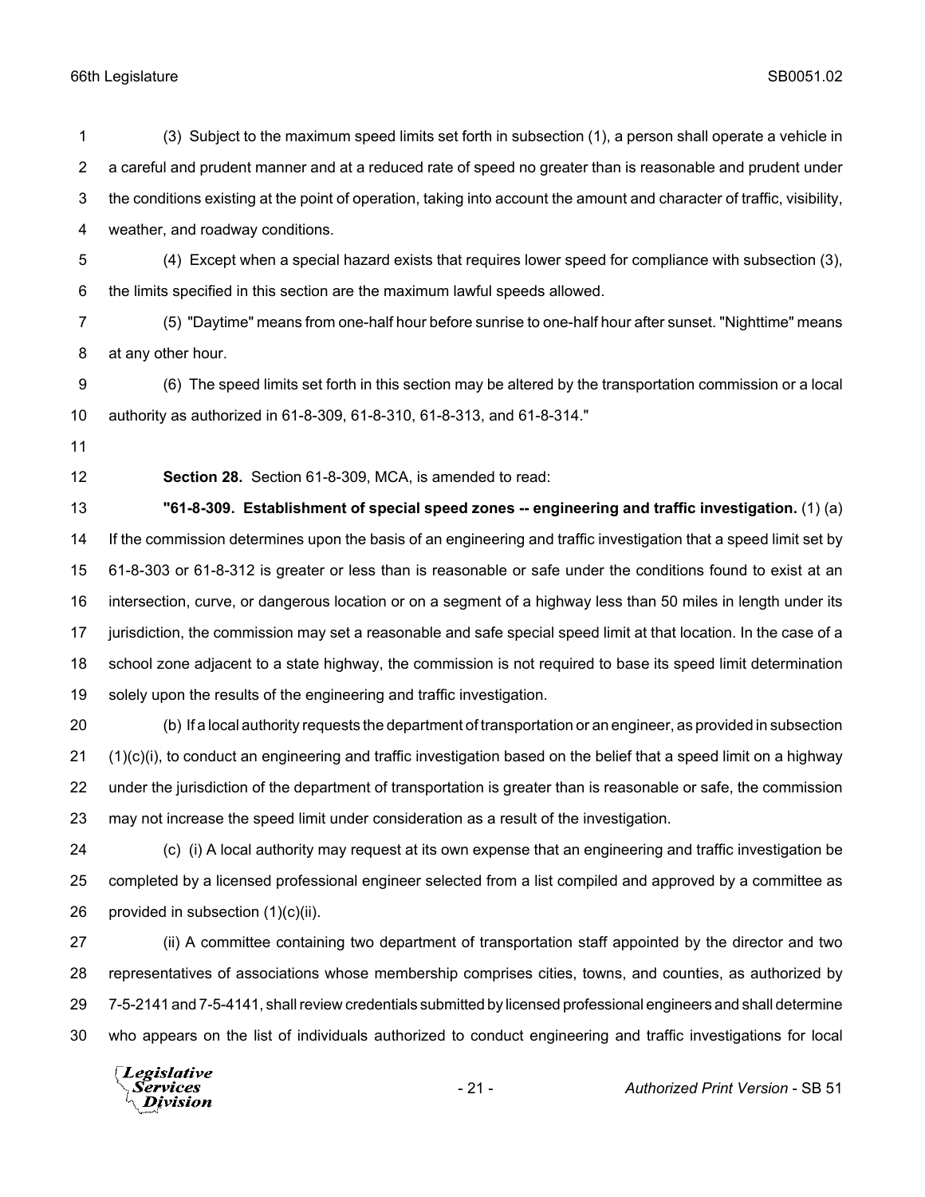(3) Subject to the maximum speed limits set forth in subsection (1), a person shall operate a vehicle in a careful and prudent manner and at a reduced rate of speed no greater than is reasonable and prudent under the conditions existing at the point of operation, taking into account the amount and character of traffic, visibility, weather, and roadway conditions.

(4) Except when a special hazard exists that requires lower speed for compliance with subsection (3), the limits specified in this section are the maximum lawful speeds allowed.

(5) "Daytime" means from one-half hour before sunrise to one-half hour after sunset. "Nighttime" means at any other hour.

(6) The speed limits set forth in this section may be altered by the transportation commission or a local authority as authorized in 61-8-309, 61-8-310, 61-8-313, and 61-8-314."

**Section 28.** Section 61-8-309, MCA, is amended to read:

**"61-8-309. Establishment of special speed zones -- engineering and traffic investigation.** (1) (a) If the commission determines upon the basis of an engineering and traffic investigation that a speed limit set by 61-8-303 or 61-8-312 is greater or less than is reasonable or safe under the conditions found to exist at an intersection, curve, or dangerous location or on a segment of a highway less than 50 miles in length under its jurisdiction, the commission may set a reasonable and safe special speed limit at that location. In the case of a school zone adjacent to a state highway, the commission is not required to base its speed limit determination solely upon the results of the engineering and traffic investigation.

(b) If a local authority requests the department of transportation or an engineer, as provided in subsection (1)(c)(i), to conduct an engineering and traffic investigation based on the belief that a speed limit on a highway under the jurisdiction of the department of transportation is greater than is reasonable or safe, the commission may not increase the speed limit under consideration as a result of the investigation.

(c) (i) A local authority may request at its own expense that an engineering and traffic investigation be completed by a licensed professional engineer selected from a list compiled and approved by a committee as provided in subsection (1)(c)(ii).

(ii) A committee containing two department of transportation staff appointed by the director and two representatives of associations whose membership comprises cities, towns, and counties, as authorized by 7-5-2141 and 7-5-4141, shall review credentials submitted by licensed professional engineers and shall determine who appears on the list of individuals authorized to conduct engineering and traffic investigations for local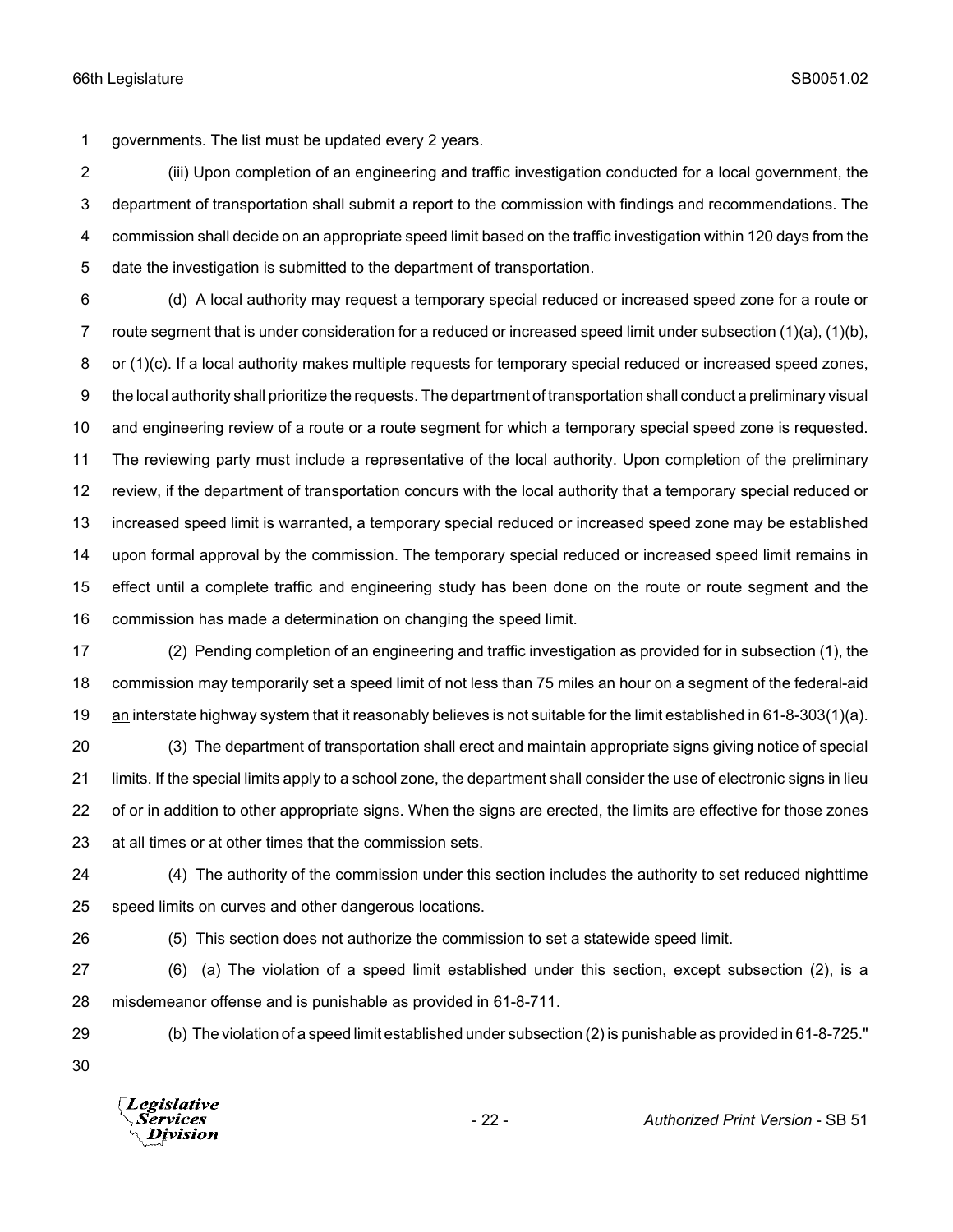governments. The list must be updated every 2 years.

(iii) Upon completion of an engineering and traffic investigation conducted for a local government, the department of transportation shall submit a report to the commission with findings and recommendations. The commission shall decide on an appropriate speed limit based on the traffic investigation within 120 days from the date the investigation is submitted to the department of transportation.

(d) A local authority may request a temporary special reduced or increased speed zone for a route or route segment that is under consideration for a reduced or increased speed limit under subsection (1)(a), (1)(b), or (1)(c). If a local authority makes multiple requests for temporary special reduced or increased speed zones, the local authority shall prioritize the requests. The department of transportation shall conduct a preliminary visual and engineering review of a route or a route segment for which a temporary special speed zone is requested. The reviewing party must include a representative of the local authority. Upon completion of the preliminary review, if the department of transportation concurs with the local authority that a temporary special reduced or increased speed limit is warranted, a temporary special reduced or increased speed zone may be established upon formal approval by the commission. The temporary special reduced or increased speed limit remains in effect until a complete traffic and engineering study has been done on the route or route segment and the commission has made a determination on changing the speed limit.

(2) Pending completion of an engineering and traffic investigation as provided for in subsection (1), the commission may temporarily set a speed limit of not less than 75 miles an hour on a segment of ~~the federal-aid~~ <u>an</u> interstate highway ~~system~~ that it reasonably believes is not suitable for the limit established in 61-8-303(1)(a).

(3) The department of transportation shall erect and maintain appropriate signs giving notice of special limits. If the special limits apply to a school zone, the department shall consider the use of electronic signs in lieu of or in addition to other appropriate signs. When the signs are erected, the limits are effective for those zones at all times or at other times that the commission sets.

(4) The authority of the commission under this section includes the authority to set reduced nighttime speed limits on curves and other dangerous locations.

(5) This section does not authorize the commission to set a statewide speed limit.

(6) (a) The violation of a speed limit established under this section, except subsection (2), is a misdemeanor offense and is punishable as provided in 61-8-711.

(b) The violation of a speed limit established under subsection (2) is punishable as provided in 61-8-725."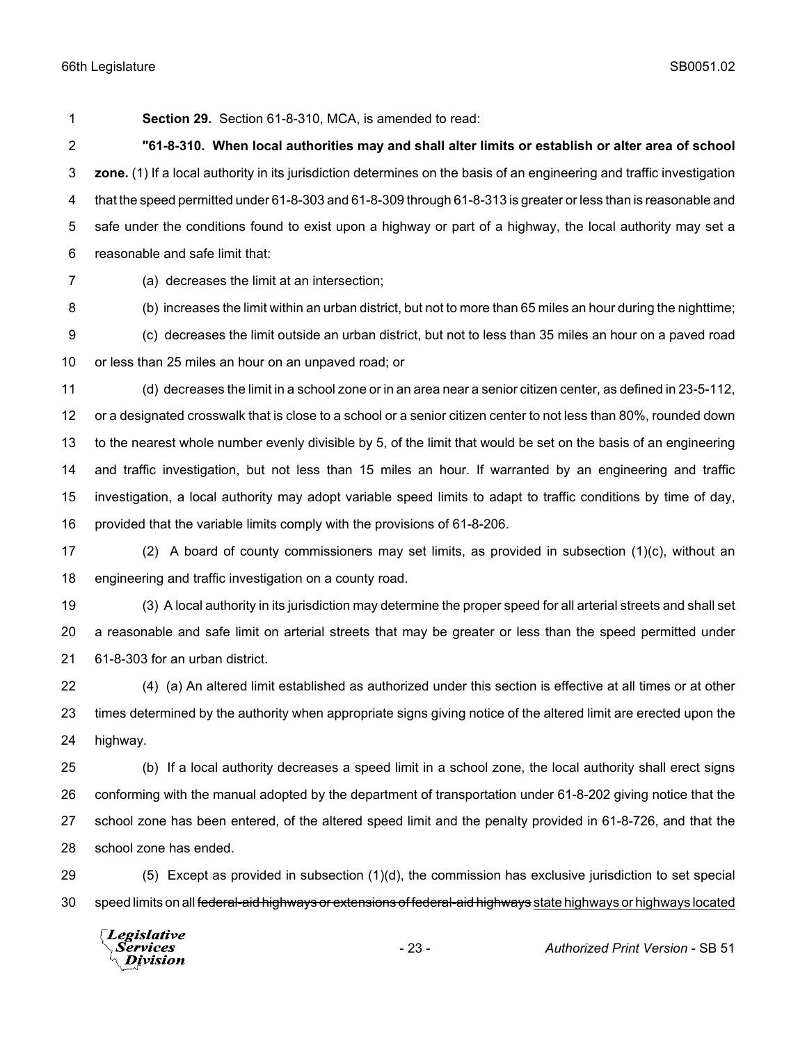**Section 29.** Section 61-8-310, MCA, is amended to read:

**"61-8-310. When local authorities may and shall alter limits or establish or alter area of school zone.** (1) If a local authority in its jurisdiction determines on the basis of an engineering and traffic investigation that the speed permitted under 61-8-303 and 61-8-309 through 61-8-313 is greater or less than is reasonable and safe under the conditions found to exist upon a highway or part of a highway, the local authority may set a reasonable and safe limit that:

(a) decreases the limit at an intersection;

(b) increases the limit within an urban district, but not to more than 65 miles an hour during the nighttime;

(c) decreases the limit outside an urban district, but not to less than 35 miles an hour on a paved road or less than 25 miles an hour on an unpaved road; or

(d) decreases the limit in a school zone or in an area near a senior citizen center, as defined in 23-5-112, or a designated crosswalk that is close to a school or a senior citizen center to not less than 80%, rounded down to the nearest whole number evenly divisible by 5, of the limit that would be set on the basis of an engineering and traffic investigation, but not less than 15 miles an hour. If warranted by an engineering and traffic investigation, a local authority may adopt variable speed limits to adapt to traffic conditions by time of day, provided that the variable limits comply with the provisions of 61-8-206.

(2) A board of county commissioners may set limits, as provided in subsection (1)(c), without an engineering and traffic investigation on a county road.

(3) A local authority in its jurisdiction may determine the proper speed for all arterial streets and shall set a reasonable and safe limit on arterial streets that may be greater or less than the speed permitted under 61-8-303 for an urban district.

(4) (a) An altered limit established as authorized under this section is effective at all times or at other times determined by the authority when appropriate signs giving notice of the altered limit are erected upon the highway.

(b) If a local authority decreases a speed limit in a school zone, the local authority shall erect signs conforming with the manual adopted by the department of transportation under 61-8-202 giving notice that the school zone has been entered, of the altered speed limit and the penalty provided in 61-8-726, and that the school zone has ended.

(5) Except as provided in subsection (1)(d), the commission has exclusive jurisdiction to set special speed limits on all ~~federal-aid highways or extensions of federal-aid highways~~ <u>state highways or highways located</u>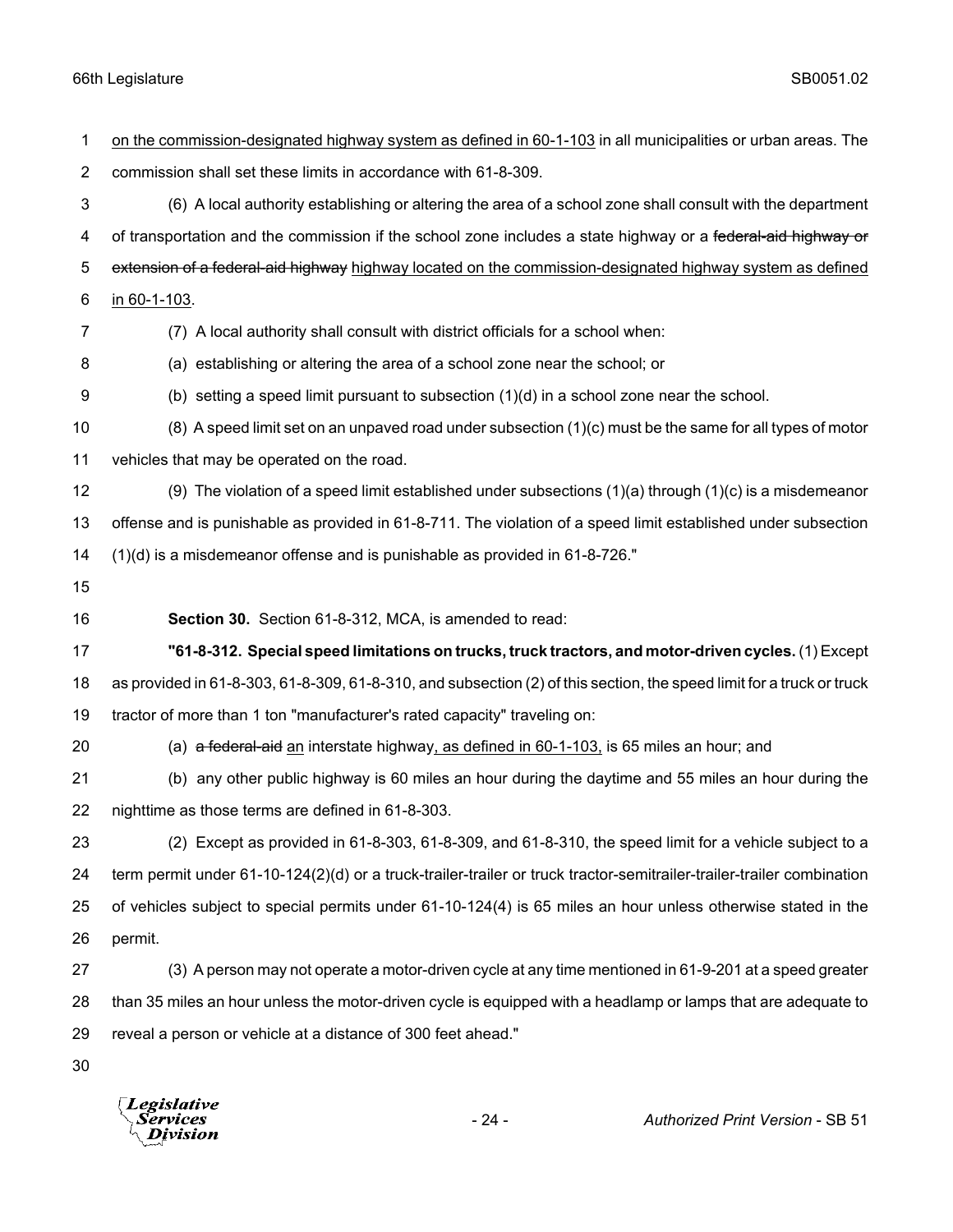on the commission-designated highway system as defined in 60-1-103 in all municipalities or urban areas. The commission shall set these limits in accordance with 61-8-309.

(6) A local authority establishing or altering the area of a school zone shall consult with the department of transportation and the commission if the school zone includes a state highway or a ~~federal-aid highway or extension of a federal-aid highway~~ highway located on the commission-designated highway system as defined in 60-1-103.

(7) A local authority shall consult with district officials for a school when:

(a) establishing or altering the area of a school zone near the school; or

(b) setting a speed limit pursuant to subsection (1)(d) in a school zone near the school.

(8) A speed limit set on an unpaved road under subsection (1)(c) must be the same for all types of motor vehicles that may be operated on the road.

(9) The violation of a speed limit established under subsections (1)(a) through (1)(c) is a misdemeanor offense and is punishable as provided in 61-8-711. The violation of a speed limit established under subsection (1)(d) is a misdemeanor offense and is punishable as provided in 61-8-726."

**Section 30.** Section 61-8-312, MCA, is amended to read:

**"61-8-312. Special speed limitations on trucks, truck tractors, and motor-driven cycles.** (1) Except as provided in 61-8-303, 61-8-309, 61-8-310, and subsection (2) of this section, the speed limit for a truck or truck tractor of more than 1 ton "manufacturer's rated capacity" traveling on:

(a) ~~a federal-aid~~ an interstate highway, as defined in 60-1-103, is 65 miles an hour; and

(b) any other public highway is 60 miles an hour during the daytime and 55 miles an hour during the nighttime as those terms are defined in 61-8-303.

(2) Except as provided in 61-8-303, 61-8-309, and 61-8-310, the speed limit for a vehicle subject to a term permit under 61-10-124(2)(d) or a truck-trailer-trailer or truck tractor-semitrailer-trailer-trailer combination of vehicles subject to special permits under 61-10-124(4) is 65 miles an hour unless otherwise stated in the permit.

(3) A person may not operate a motor-driven cycle at any time mentioned in 61-9-201 at a speed greater than 35 miles an hour unless the motor-driven cycle is equipped with a headlamp or lamps that are adequate to reveal a person or vehicle at a distance of 300 feet ahead."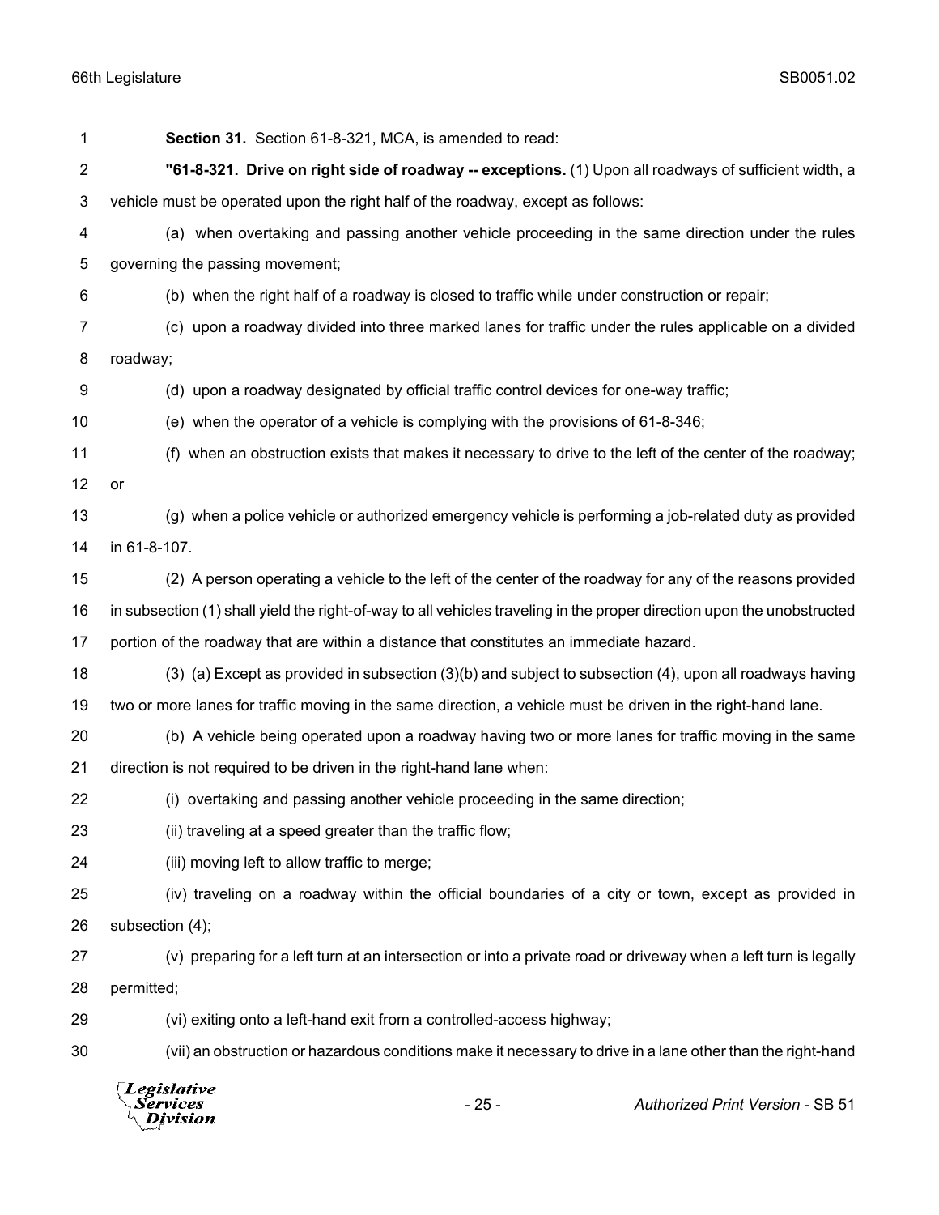**Section 31.** Section 61-8-321, MCA, is amended to read:

**"61-8-321. Drive on right side of roadway -- exceptions.** (1) Upon all roadways of sufficient width, a vehicle must be operated upon the right half of the roadway, except as follows:

(a) when overtaking and passing another vehicle proceeding in the same direction under the rules governing the passing movement;

(b) when the right half of a roadway is closed to traffic while under construction or repair;

(c) upon a roadway divided into three marked lanes for traffic under the rules applicable on a divided roadway;

(d) upon a roadway designated by official traffic control devices for one-way traffic;

(e) when the operator of a vehicle is complying with the provisions of 61-8-346;

(f) when an obstruction exists that makes it necessary to drive to the left of the center of the roadway; or

(g) when a police vehicle or authorized emergency vehicle is performing a job-related duty as provided in 61-8-107.

(2) A person operating a vehicle to the left of the center of the roadway for any of the reasons provided in subsection (1) shall yield the right-of-way to all vehicles traveling in the proper direction upon the unobstructed portion of the roadway that are within a distance that constitutes an immediate hazard.

(3) (a) Except as provided in subsection (3)(b) and subject to subsection (4), upon all roadways having two or more lanes for traffic moving in the same direction, a vehicle must be driven in the right-hand lane.

(b) A vehicle being operated upon a roadway having two or more lanes for traffic moving in the same direction is not required to be driven in the right-hand lane when:

(i) overtaking and passing another vehicle proceeding in the same direction;

(ii) traveling at a speed greater than the traffic flow;

(iii) moving left to allow traffic to merge;

(iv) traveling on a roadway within the official boundaries of a city or town, except as provided in subsection (4);

(v) preparing for a left turn at an intersection or into a private road or driveway when a left turn is legally permitted;

(vi) exiting onto a left-hand exit from a controlled-access highway;

(vii) an obstruction or hazardous conditions make it necessary to drive in a lane other than the right-hand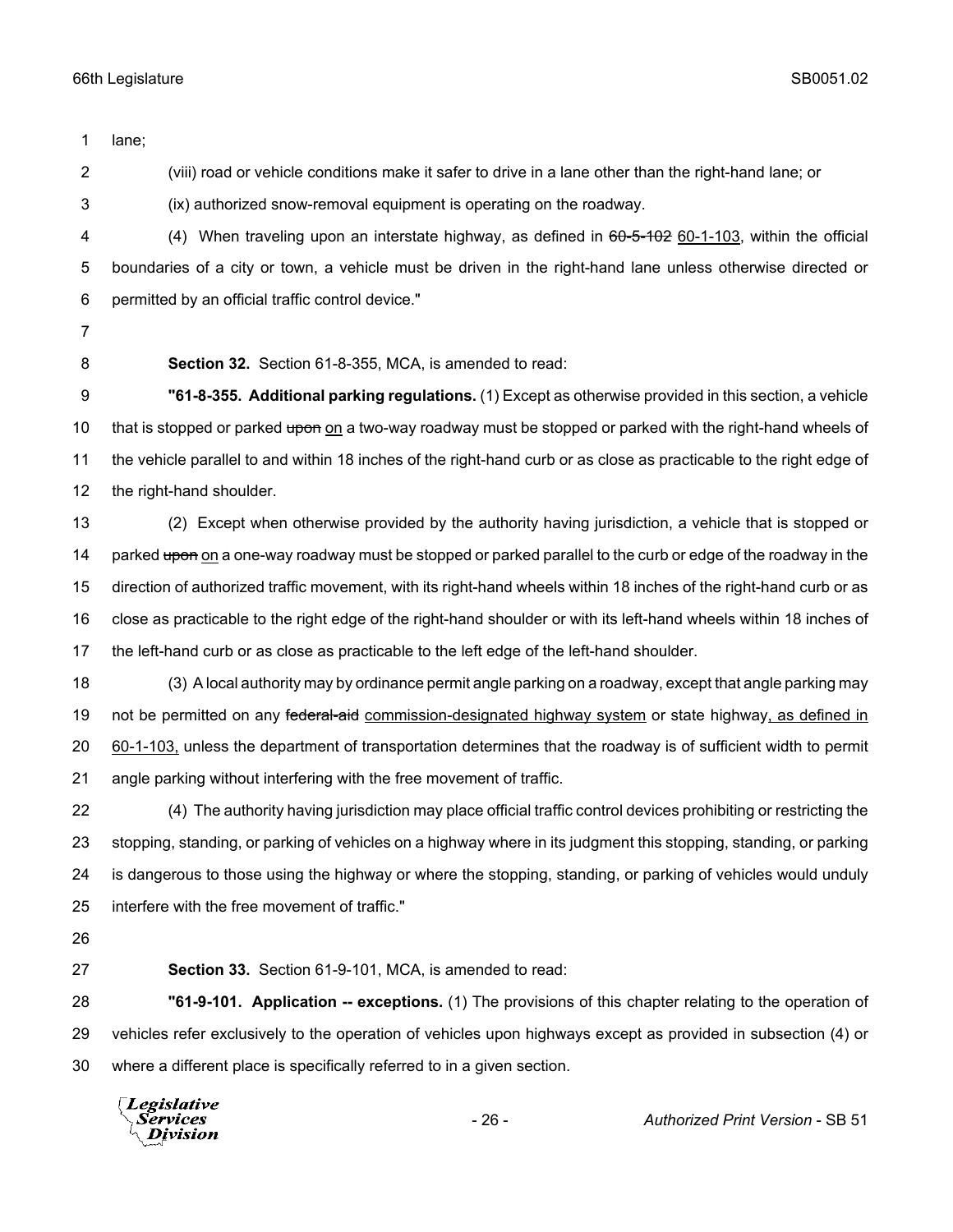lane;

(viii) road or vehicle conditions make it safer to drive in a lane other than the right-hand lane; or

(ix) authorized snow-removal equipment is operating on the roadway.

(4) When traveling upon an interstate highway, as defined in ~~60-5-102~~ <u>60-1-103</u>, within the official boundaries of a city or town, a vehicle must be driven in the right-hand lane unless otherwise directed or permitted by an official traffic control device."

**Section 32.** Section 61-8-355, MCA, is amended to read:

**"61-8-355. Additional parking regulations.** (1) Except as otherwise provided in this section, a vehicle that is stopped or parked ~~upon~~ <u>on</u> a two-way roadway must be stopped or parked with the right-hand wheels of the vehicle parallel to and within 18 inches of the right-hand curb or as close as practicable to the right edge of the right-hand shoulder.

(2) Except when otherwise provided by the authority having jurisdiction, a vehicle that is stopped or parked ~~upon~~ <u>on</u> a one-way roadway must be stopped or parked parallel to the curb or edge of the roadway in the direction of authorized traffic movement, with its right-hand wheels within 18 inches of the right-hand curb or as close as practicable to the right edge of the right-hand shoulder or with its left-hand wheels within 18 inches of the left-hand curb or as close as practicable to the left edge of the left-hand shoulder.

(3) A local authority may by ordinance permit angle parking on a roadway, except that angle parking may not be permitted on any ~~federal-aid~~ <u>commission-designated highway system</u> or state highway<u>, as defined in 60-1-103,</u> unless the department of transportation determines that the roadway is of sufficient width to permit angle parking without interfering with the free movement of traffic.

(4) The authority having jurisdiction may place official traffic control devices prohibiting or restricting the stopping, standing, or parking of vehicles on a highway where in its judgment this stopping, standing, or parking is dangerous to those using the highway or where the stopping, standing, or parking of vehicles would unduly interfere with the free movement of traffic."

**Section 33.** Section 61-9-101, MCA, is amended to read:

**"61-9-101. Application -- exceptions.** (1) The provisions of this chapter relating to the operation of vehicles refer exclusively to the operation of vehicles upon highways except as provided in subsection (4) or where a different place is specifically referred to in a given section.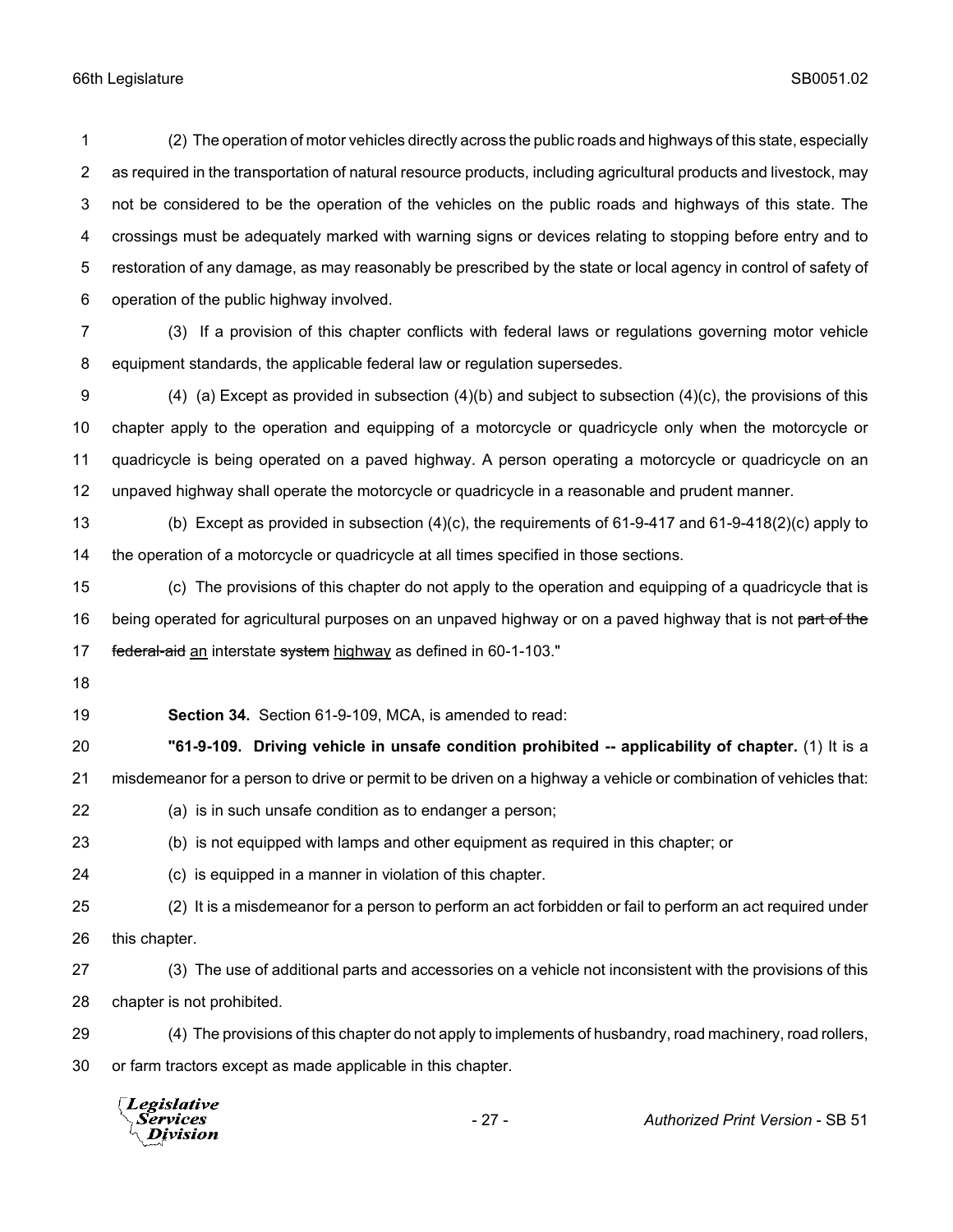(2) The operation of motor vehicles directly across the public roads and highways of this state, especially as required in the transportation of natural resource products, including agricultural products and livestock, may not be considered to be the operation of the vehicles on the public roads and highways of this state. The crossings must be adequately marked with warning signs or devices relating to stopping before entry and to restoration of any damage, as may reasonably be prescribed by the state or local agency in control of safety of operation of the public highway involved.

(3) If a provision of this chapter conflicts with federal laws or regulations governing motor vehicle equipment standards, the applicable federal law or regulation supersedes.

(4) (a) Except as provided in subsection (4)(b) and subject to subsection (4)(c), the provisions of this chapter apply to the operation and equipping of a motorcycle or quadricycle only when the motorcycle or quadricycle is being operated on a paved highway. A person operating a motorcycle or quadricycle on an unpaved highway shall operate the motorcycle or quadricycle in a reasonable and prudent manner.

(b) Except as provided in subsection (4)(c), the requirements of 61-9-417 and 61-9-418(2)(c) apply to the operation of a motorcycle or quadricycle at all times specified in those sections.

(c) The provisions of this chapter do not apply to the operation and equipping of a quadricycle that is being operated for agricultural purposes on an unpaved highway or on a paved highway that is not ~~part of the federal-aid~~ an interstate ~~system~~ highway as defined in 60-1-103."

**Section 34.** Section 61-9-109, MCA, is amended to read:

**"61-9-109. Driving vehicle in unsafe condition prohibited -- applicability of chapter.** (1) It is a misdemeanor for a person to drive or permit to be driven on a highway a vehicle or combination of vehicles that:

(a) is in such unsafe condition as to endanger a person;

(b) is not equipped with lamps and other equipment as required in this chapter; or

(c) is equipped in a manner in violation of this chapter.

(2) It is a misdemeanor for a person to perform an act forbidden or fail to perform an act required under this chapter.

(3) The use of additional parts and accessories on a vehicle not inconsistent with the provisions of this chapter is not prohibited.

(4) The provisions of this chapter do not apply to implements of husbandry, road machinery, road rollers, or farm tractors except as made applicable in this chapter.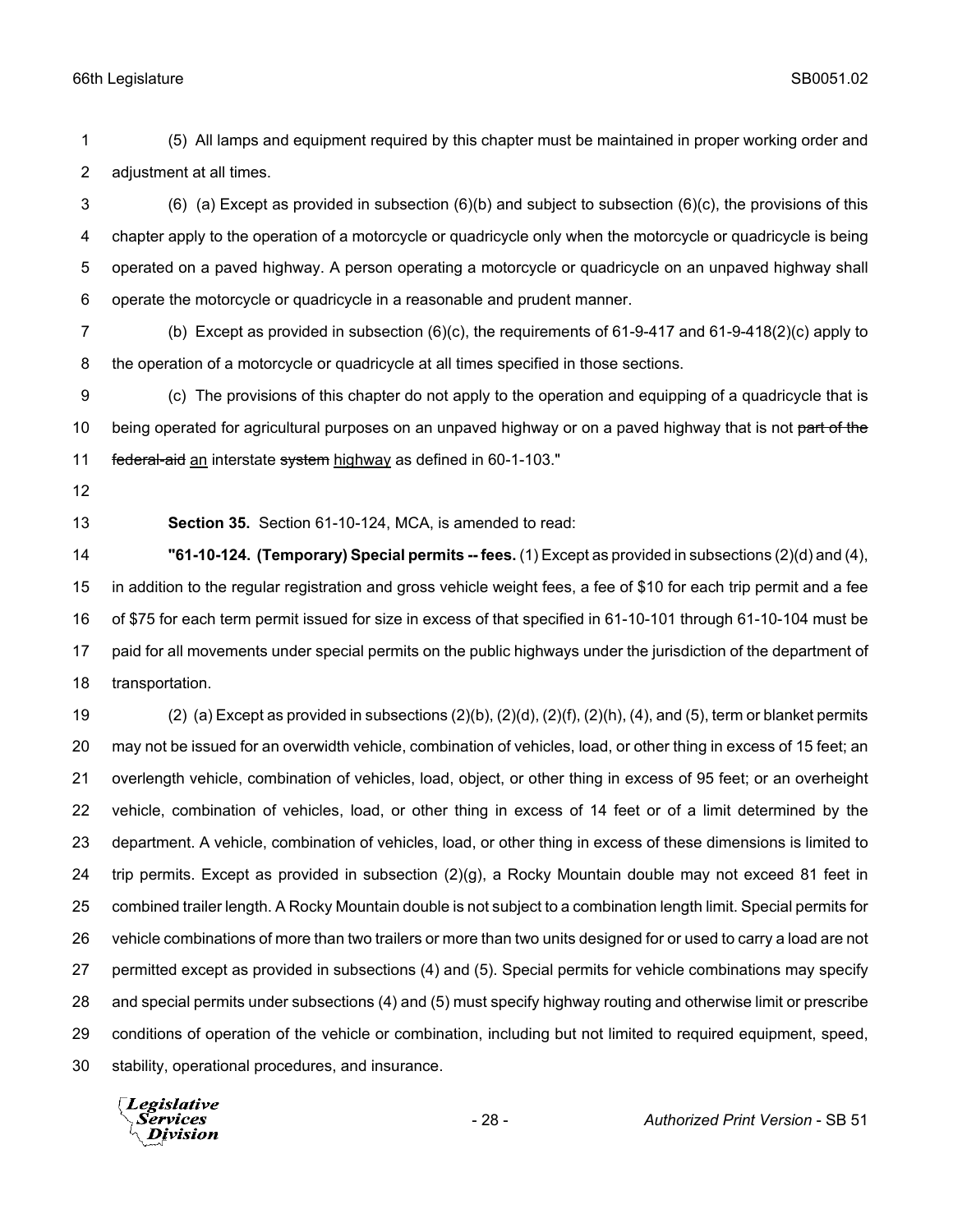(5) All lamps and equipment required by this chapter must be maintained in proper working order and adjustment at all times.

(6) (a) Except as provided in subsection (6)(b) and subject to subsection (6)(c), the provisions of this chapter apply to the operation of a motorcycle or quadricycle only when the motorcycle or quadricycle is being operated on a paved highway. A person operating a motorcycle or quadricycle on an unpaved highway shall operate the motorcycle or quadricycle in a reasonable and prudent manner.

(b) Except as provided in subsection (6)(c), the requirements of 61-9-417 and 61-9-418(2)(c) apply to the operation of a motorcycle or quadricycle at all times specified in those sections.

(c) The provisions of this chapter do not apply to the operation and equipping of a quadricycle that is being operated for agricultural purposes on an unpaved highway or on a paved highway that is not ~~part of the federal-aid~~ an interstate ~~system~~ highway as defined in 60-1-103."

**Section 35.** Section 61-10-124, MCA, is amended to read:

**"61-10-124. (Temporary) Special permits -- fees.** (1) Except as provided in subsections (2)(d) and (4), in addition to the regular registration and gross vehicle weight fees, a fee of $10 for each trip permit and a fee of $75 for each term permit issued for size in excess of that specified in 61-10-101 through 61-10-104 must be paid for all movements under special permits on the public highways under the jurisdiction of the department of transportation.

(2) (a) Except as provided in subsections (2)(b), (2)(d), (2)(f), (2)(h), (4), and (5), term or blanket permits may not be issued for an overwidth vehicle, combination of vehicles, load, or other thing in excess of 15 feet; an overlength vehicle, combination of vehicles, load, object, or other thing in excess of 95 feet; or an overheight vehicle, combination of vehicles, load, or other thing in excess of 14 feet or of a limit determined by the department. A vehicle, combination of vehicles, load, or other thing in excess of these dimensions is limited to trip permits. Except as provided in subsection (2)(g), a Rocky Mountain double may not exceed 81 feet in combined trailer length. A Rocky Mountain double is not subject to a combination length limit. Special permits for vehicle combinations of more than two trailers or more than two units designed for or used to carry a load are not permitted except as provided in subsections (4) and (5). Special permits for vehicle combinations may specify and special permits under subsections (4) and (5) must specify highway routing and otherwise limit or prescribe conditions of operation of the vehicle or combination, including but not limited to required equipment, speed, stability, operational procedures, and insurance.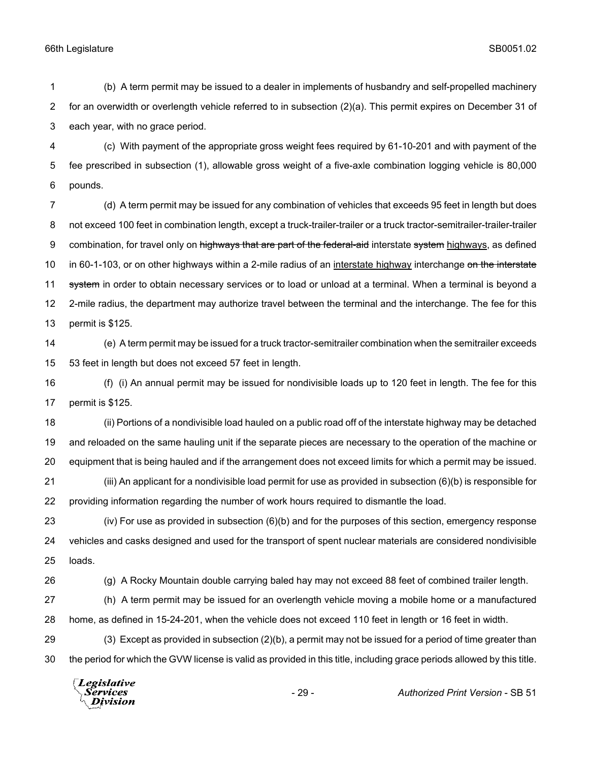(b) A term permit may be issued to a dealer in implements of husbandry and self-propelled machinery for an overwidth or overlength vehicle referred to in subsection (2)(a). This permit expires on December 31 of each year, with no grace period.

(c) With payment of the appropriate gross weight fees required by 61-10-201 and with payment of the fee prescribed in subsection (1), allowable gross weight of a five-axle combination logging vehicle is 80,000 pounds.

(d) A term permit may be issued for any combination of vehicles that exceeds 95 feet in length but does not exceed 100 feet in combination length, except a truck-trailer-trailer or a truck tractor-semitrailer-trailer-trailer combination, for travel only on ~~highways that are part of the federal-aid~~ interstate ~~system~~ <u>highways</u>, as defined in 60-1-103, or on other highways within a 2-mile radius of an <u>interstate highway</u> interchange ~~on the interstate system~~ in order to obtain necessary services or to load or unload at a terminal. When a terminal is beyond a 2-mile radius, the department may authorize travel between the terminal and the interchange. The fee for this permit is $125.

(e) A term permit may be issued for a truck tractor-semitrailer combination when the semitrailer exceeds 53 feet in length but does not exceed 57 feet in length.

(f) (i) An annual permit may be issued for nondivisible loads up to 120 feet in length. The fee for this permit is $125.

(ii) Portions of a nondivisible load hauled on a public road off of the interstate highway may be detached and reloaded on the same hauling unit if the separate pieces are necessary to the operation of the machine or equipment that is being hauled and if the arrangement does not exceed limits for which a permit may be issued.

(iii) An applicant for a nondivisible load permit for use as provided in subsection (6)(b) is responsible for providing information regarding the number of work hours required to dismantle the load.

(iv) For use as provided in subsection (6)(b) and for the purposes of this section, emergency response vehicles and casks designed and used for the transport of spent nuclear materials are considered nondivisible loads.

(g) A Rocky Mountain double carrying baled hay may not exceed 88 feet of combined trailer length.

(h) A term permit may be issued for an overlength vehicle moving a mobile home or a manufactured home, as defined in 15-24-201, when the vehicle does not exceed 110 feet in length or 16 feet in width.

(3) Except as provided in subsection (2)(b), a permit may not be issued for a period of time greater than the period for which the GVW license is valid as provided in this title, including grace periods allowed by this title.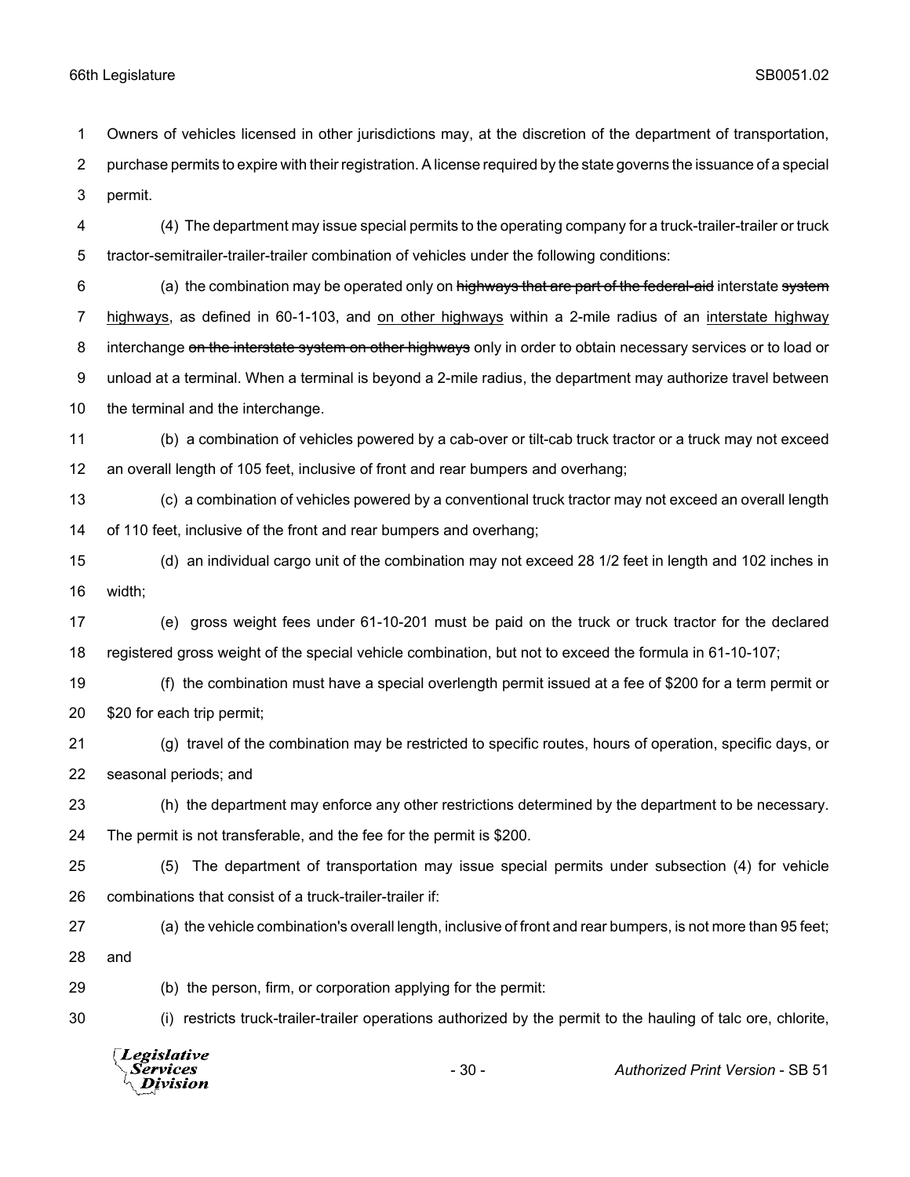Owners of vehicles licensed in other jurisdictions may, at the discretion of the department of transportation, purchase permits to expire with their registration. A license required by the state governs the issuance of a special permit.

(4) The department may issue special permits to the operating company for a truck-trailer-trailer or truck tractor-semitrailer-trailer-trailer combination of vehicles under the following conditions:

(a) the combination may be operated only on ~~highways that are part of the federal-aid~~ interstate ~~system~~ highways, as defined in 60-1-103, and on other highways within a 2-mile radius of an interstate highway interchange ~~on the interstate system on other highways~~ only in order to obtain necessary services or to load or unload at a terminal. When a terminal is beyond a 2-mile radius, the department may authorize travel between the terminal and the interchange.

(b) a combination of vehicles powered by a cab-over or tilt-cab truck tractor or a truck may not exceed an overall length of 105 feet, inclusive of front and rear bumpers and overhang;

(c) a combination of vehicles powered by a conventional truck tractor may not exceed an overall length of 110 feet, inclusive of the front and rear bumpers and overhang;

(d) an individual cargo unit of the combination may not exceed 28 1/2 feet in length and 102 inches in width;

(e) gross weight fees under 61-10-201 must be paid on the truck or truck tractor for the declared registered gross weight of the special vehicle combination, but not to exceed the formula in 61-10-107;

(f) the combination must have a special overlength permit issued at a fee of $200 for a term permit or $20 for each trip permit;

(g) travel of the combination may be restricted to specific routes, hours of operation, specific days, or seasonal periods; and

(h) the department may enforce any other restrictions determined by the department to be necessary. The permit is not transferable, and the fee for the permit is $200.

(5) The department of transportation may issue special permits under subsection (4) for vehicle combinations that consist of a truck-trailer-trailer if:

(a) the vehicle combination's overall length, inclusive of front and rear bumpers, is not more than 95 feet; and

(b) the person, firm, or corporation applying for the permit:

(i) restricts truck-trailer-trailer operations authorized by the permit to the hauling of talc ore, chlorite,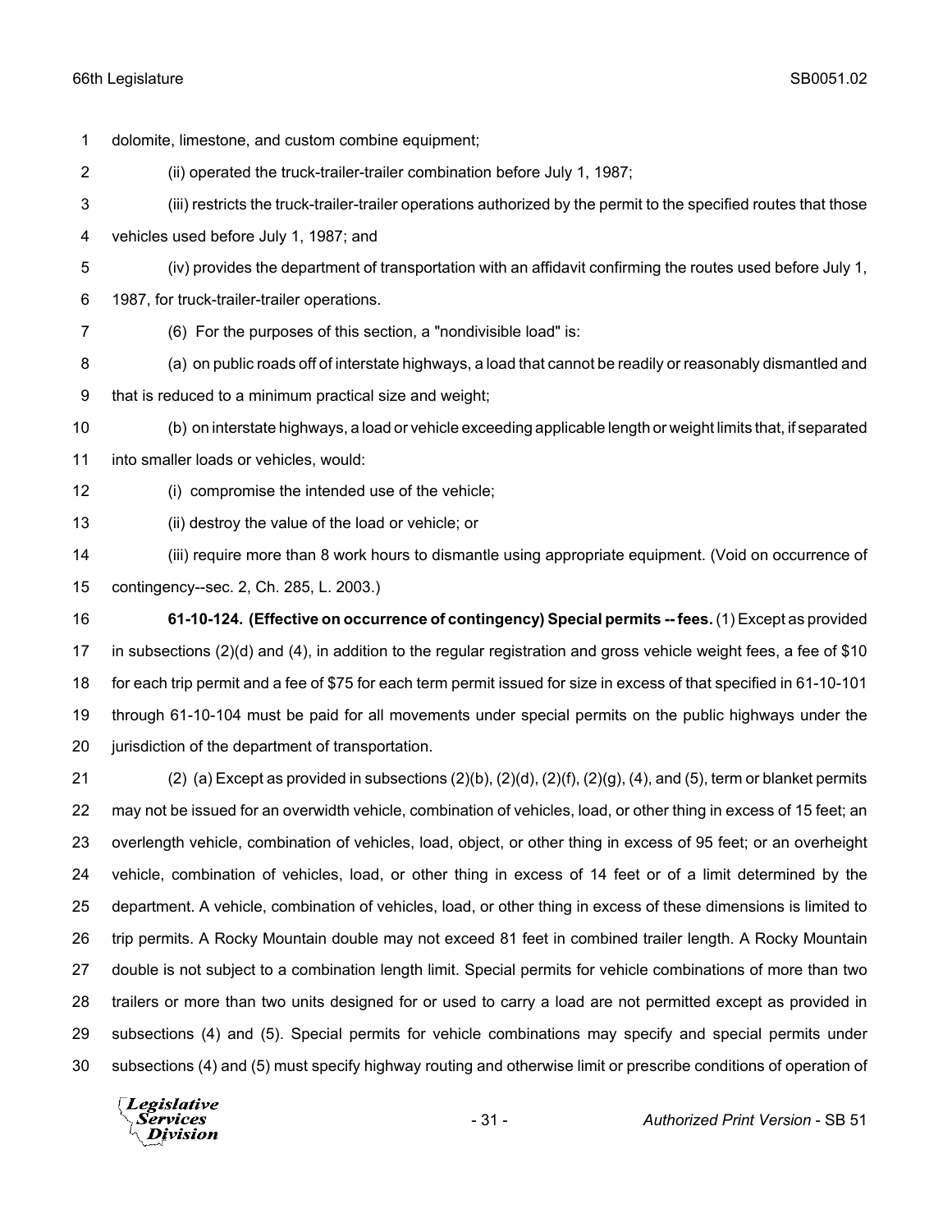dolomite, limestone, and custom combine equipment;

(ii) operated the truck-trailer-trailer combination before July 1, 1987;

(iii) restricts the truck-trailer-trailer operations authorized by the permit to the specified routes that those vehicles used before July 1, 1987; and

(iv) provides the department of transportation with an affidavit confirming the routes used before July 1, 1987, for truck-trailer-trailer operations.

(6) For the purposes of this section, a "nondivisible load" is:

(a) on public roads off of interstate highways, a load that cannot be readily or reasonably dismantled and that is reduced to a minimum practical size and weight;

(b) on interstate highways, a load or vehicle exceeding applicable length or weight limits that, if separated into smaller loads or vehicles, would:

(i) compromise the intended use of the vehicle;

(ii) destroy the value of the load or vehicle; or

(iii) require more than 8 work hours to dismantle using appropriate equipment. (Void on occurrence of contingency--sec. 2, Ch. 285, L. 2003.)

**61-10-124. (Effective on occurrence of contingency) Special permits -- fees.** (1) Except as provided in subsections (2)(d) and (4), in addition to the regular registration and gross vehicle weight fees, a fee of $10 for each trip permit and a fee of $75 for each term permit issued for size in excess of that specified in 61-10-101 through 61-10-104 must be paid for all movements under special permits on the public highways under the jurisdiction of the department of transportation.

(2) (a) Except as provided in subsections (2)(b), (2)(d), (2)(f), (2)(g), (4), and (5), term or blanket permits may not be issued for an overwidth vehicle, combination of vehicles, load, or other thing in excess of 15 feet; an overlength vehicle, combination of vehicles, load, object, or other thing in excess of 95 feet; or an overheight vehicle, combination of vehicles, load, or other thing in excess of 14 feet or of a limit determined by the department. A vehicle, combination of vehicles, load, or other thing in excess of these dimensions is limited to trip permits. A Rocky Mountain double may not exceed 81 feet in combined trailer length. A Rocky Mountain double is not subject to a combination length limit. Special permits for vehicle combinations of more than two trailers or more than two units designed for or used to carry a load are not permitted except as provided in subsections (4) and (5). Special permits for vehicle combinations may specify and special permits under subsections (4) and (5) must specify highway routing and otherwise limit or prescribe conditions of operation of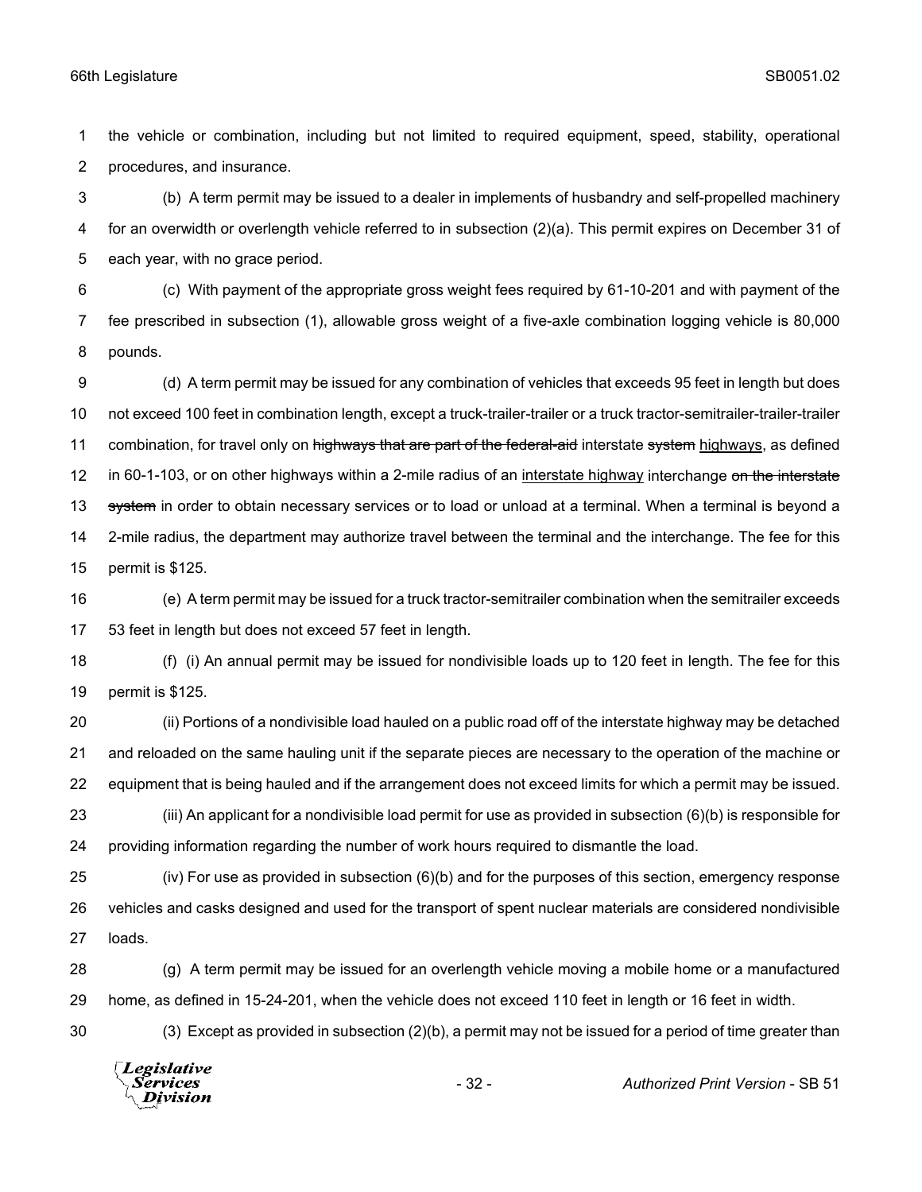the vehicle or combination, including but not limited to required equipment, speed, stability, operational procedures, and insurance.

(b) A term permit may be issued to a dealer in implements of husbandry and self-propelled machinery for an overwidth or overlength vehicle referred to in subsection (2)(a). This permit expires on December 31 of each year, with no grace period.

(c) With payment of the appropriate gross weight fees required by 61-10-201 and with payment of the fee prescribed in subsection (1), allowable gross weight of a five-axle combination logging vehicle is 80,000 pounds.

(d) A term permit may be issued for any combination of vehicles that exceeds 95 feet in length but does not exceed 100 feet in combination length, except a truck-trailer-trailer or a truck tractor-semitrailer-trailer-trailer combination, for travel only on ~~highways that are part of the federal-aid~~ interstate ~~system~~ <u>highways</u>, as defined in 60-1-103, or on other highways within a 2-mile radius of an <u>interstate highway</u> interchange ~~on the interstate system~~ in order to obtain necessary services or to load or unload at a terminal. When a terminal is beyond a 2-mile radius, the department may authorize travel between the terminal and the interchange. The fee for this permit is $125.

(e) A term permit may be issued for a truck tractor-semitrailer combination when the semitrailer exceeds 53 feet in length but does not exceed 57 feet in length.

(f) (i) An annual permit may be issued for nondivisible loads up to 120 feet in length. The fee for this permit is $125.

(ii) Portions of a nondivisible load hauled on a public road off of the interstate highway may be detached and reloaded on the same hauling unit if the separate pieces are necessary to the operation of the machine or equipment that is being hauled and if the arrangement does not exceed limits for which a permit may be issued.

(iii) An applicant for a nondivisible load permit for use as provided in subsection (6)(b) is responsible for providing information regarding the number of work hours required to dismantle the load.

(iv) For use as provided in subsection (6)(b) and for the purposes of this section, emergency response vehicles and casks designed and used for the transport of spent nuclear materials are considered nondivisible loads.

(g) A term permit may be issued for an overlength vehicle moving a mobile home or a manufactured home, as defined in 15-24-201, when the vehicle does not exceed 110 feet in length or 16 feet in width.

(3) Except as provided in subsection (2)(b), a permit may not be issued for a period of time greater than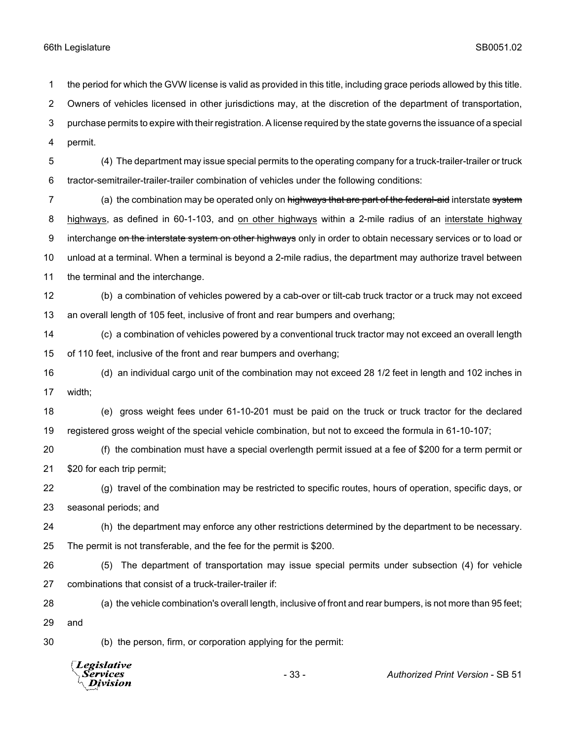the period for which the GVW license is valid as provided in this title, including grace periods allowed by this title. Owners of vehicles licensed in other jurisdictions may, at the discretion of the department of transportation, purchase permits to expire with their registration. A license required by the state governs the issuance of a special permit.

(4) The department may issue special permits to the operating company for a truck-trailer-trailer or truck tractor-semitrailer-trailer-trailer combination of vehicles under the following conditions:

(a) the combination may be operated only on ~~highways that are part of the federal-aid~~ interstate ~~system~~ <u>highways</u>, as defined in 60-1-103, and <u>on other highways</u> within a 2-mile radius of an <u>interstate highway</u> interchange ~~on the interstate system on other highways~~ only in order to obtain necessary services or to load or unload at a terminal. When a terminal is beyond a 2-mile radius, the department may authorize travel between the terminal and the interchange.

(b) a combination of vehicles powered by a cab-over or tilt-cab truck tractor or a truck may not exceed an overall length of 105 feet, inclusive of front and rear bumpers and overhang;

(c) a combination of vehicles powered by a conventional truck tractor may not exceed an overall length of 110 feet, inclusive of the front and rear bumpers and overhang;

(d) an individual cargo unit of the combination may not exceed 28 1/2 feet in length and 102 inches in width;

(e) gross weight fees under 61-10-201 must be paid on the truck or truck tractor for the declared registered gross weight of the special vehicle combination, but not to exceed the formula in 61-10-107;

(f) the combination must have a special overlength permit issued at a fee of $200 for a term permit or $20 for each trip permit;

(g) travel of the combination may be restricted to specific routes, hours of operation, specific days, or seasonal periods; and

(h) the department may enforce any other restrictions determined by the department to be necessary. The permit is not transferable, and the fee for the permit is $200.

(5) The department of transportation may issue special permits under subsection (4) for vehicle combinations that consist of a truck-trailer-trailer if:

(a) the vehicle combination's overall length, inclusive of front and rear bumpers, is not more than 95 feet; and

(b) the person, firm, or corporation applying for the permit: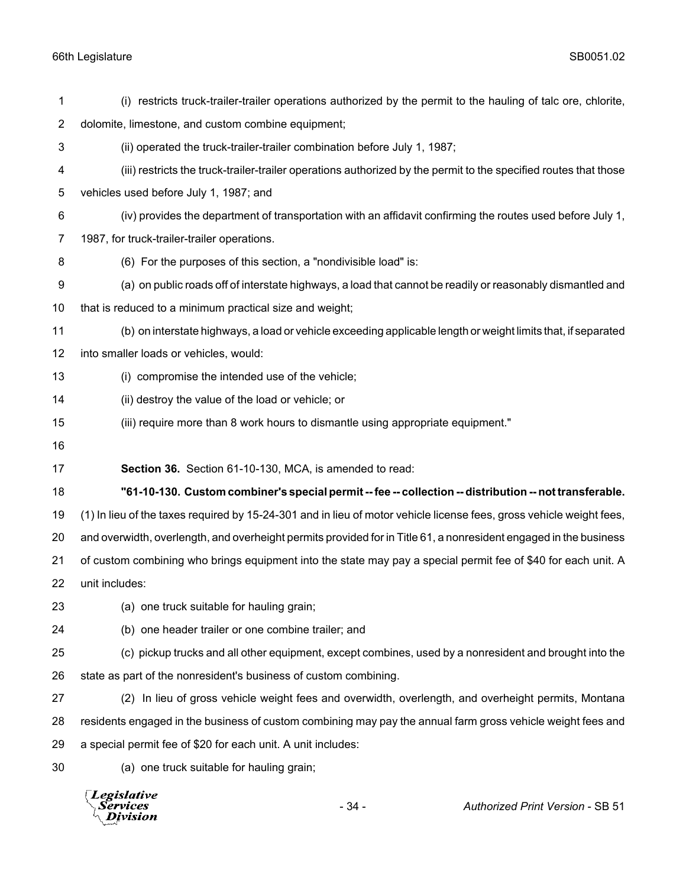(i) restricts truck-trailer-trailer operations authorized by the permit to the hauling of talc ore, chlorite, dolomite, limestone, and custom combine equipment;

(ii) operated the truck-trailer-trailer combination before July 1, 1987;

(iii) restricts the truck-trailer-trailer operations authorized by the permit to the specified routes that those vehicles used before July 1, 1987; and

(iv) provides the department of transportation with an affidavit confirming the routes used before July 1, 1987, for truck-trailer-trailer operations.

(6) For the purposes of this section, a "nondivisible load" is:

(a) on public roads off of interstate highways, a load that cannot be readily or reasonably dismantled and that is reduced to a minimum practical size and weight;

(b) on interstate highways, a load or vehicle exceeding applicable length or weight limits that, if separated into smaller loads or vehicles, would:

(i) compromise the intended use of the vehicle;

(ii) destroy the value of the load or vehicle; or

(iii) require more than 8 work hours to dismantle using appropriate equipment."

**Section 36.** Section 61-10-130, MCA, is amended to read:

**"61-10-130. Custom combiner's special permit -- fee -- collection -- distribution -- not transferable.** (1) In lieu of the taxes required by 15-24-301 and in lieu of motor vehicle license fees, gross vehicle weight fees, and overwidth, overlength, and overheight permits provided for in Title 61, a nonresident engaged in the business of custom combining who brings equipment into the state may pay a special permit fee of $40 for each unit. A unit includes:

(a) one truck suitable for hauling grain;

(b) one header trailer or one combine trailer; and

(c) pickup trucks and all other equipment, except combines, used by a nonresident and brought into the state as part of the nonresident's business of custom combining.

(2) In lieu of gross vehicle weight fees and overwidth, overlength, and overheight permits, Montana residents engaged in the business of custom combining may pay the annual farm gross vehicle weight fees and a special permit fee of $20 for each unit. A unit includes:

(a) one truck suitable for hauling grain;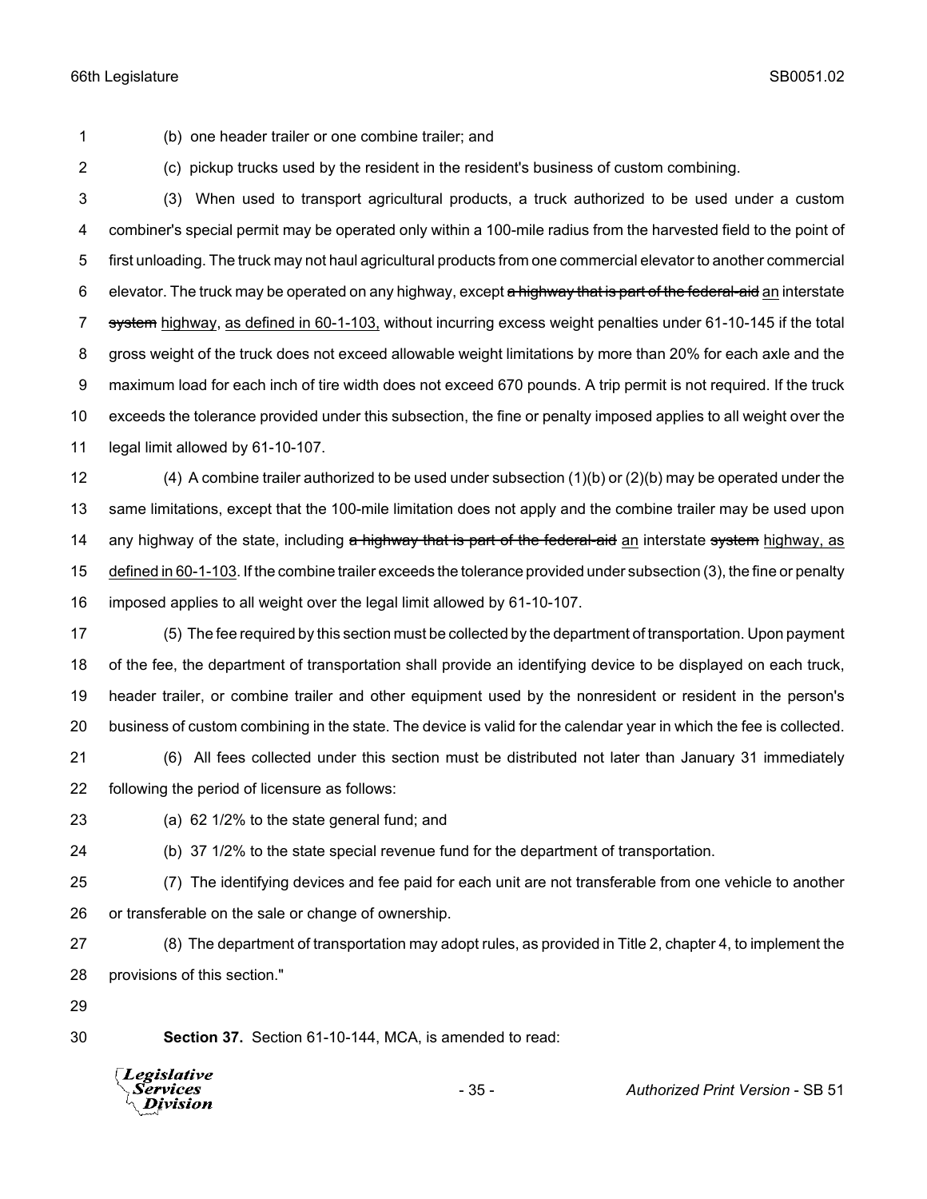(b) one header trailer or one combine trailer; and

(c) pickup trucks used by the resident in the resident's business of custom combining.

(3) When used to transport agricultural products, a truck authorized to be used under a custom combiner's special permit may be operated only within a 100-mile radius from the harvested field to the point of first unloading. The truck may not haul agricultural products from one commercial elevator to another commercial elevator. The truck may be operated on any highway, except ~~a highway that is part of the federal-aid~~ an interstate ~~system~~ highway, as defined in 60-1-103, without incurring excess weight penalties under 61-10-145 if the total gross weight of the truck does not exceed allowable weight limitations by more than 20% for each axle and the maximum load for each inch of tire width does not exceed 670 pounds. A trip permit is not required. If the truck exceeds the tolerance provided under this subsection, the fine or penalty imposed applies to all weight over the legal limit allowed by 61-10-107.

(4) A combine trailer authorized to be used under subsection (1)(b) or (2)(b) may be operated under the same limitations, except that the 100-mile limitation does not apply and the combine trailer may be used upon any highway of the state, including ~~a highway that is part of the federal-aid~~ an interstate ~~system~~ highway, as defined in 60-1-103. If the combine trailer exceeds the tolerance provided under subsection (3), the fine or penalty imposed applies to all weight over the legal limit allowed by 61-10-107.

(5) The fee required by this section must be collected by the department of transportation. Upon payment of the fee, the department of transportation shall provide an identifying device to be displayed on each truck, header trailer, or combine trailer and other equipment used by the nonresident or resident in the person's business of custom combining in the state. The device is valid for the calendar year in which the fee is collected.

(6) All fees collected under this section must be distributed not later than January 31 immediately following the period of licensure as follows:

(a) 62 1/2% to the state general fund; and

(b) 37 1/2% to the state special revenue fund for the department of transportation.

(7) The identifying devices and fee paid for each unit are not transferable from one vehicle to another or transferable on the sale or change of ownership.

(8) The department of transportation may adopt rules, as provided in Title 2, chapter 4, to implement the provisions of this section."

**Section 37.** Section 61-10-144, MCA, is amended to read: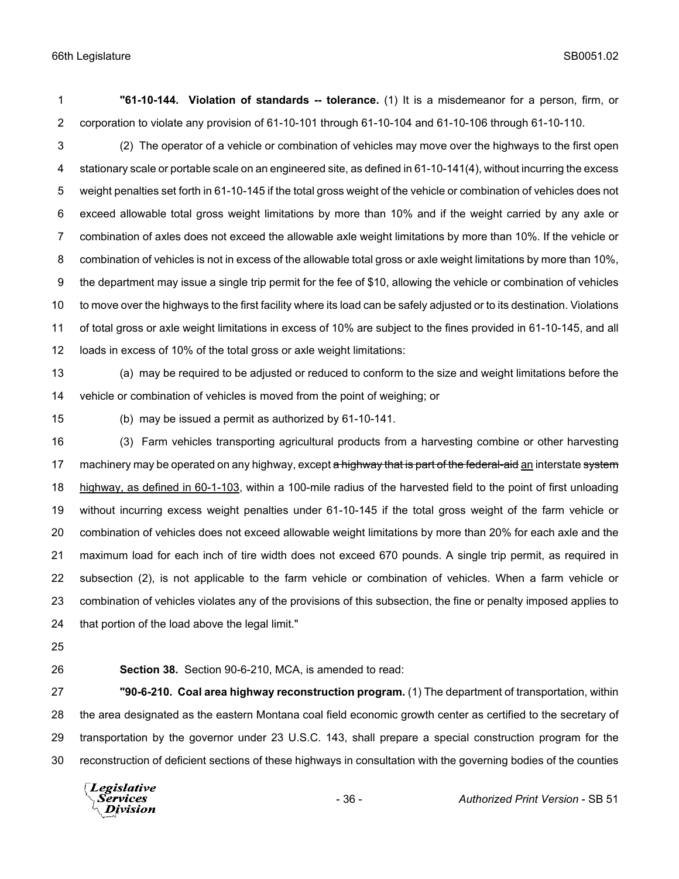**"61-10-144. Violation of standards -- tolerance.** (1) It is a misdemeanor for a person, firm, or corporation to violate any provision of 61-10-101 through 61-10-104 and 61-10-106 through 61-10-110.

(2) The operator of a vehicle or combination of vehicles may move over the highways to the first open stationary scale or portable scale on an engineered site, as defined in 61-10-141(4), without incurring the excess weight penalties set forth in 61-10-145 if the total gross weight of the vehicle or combination of vehicles does not exceed allowable total gross weight limitations by more than 10% and if the weight carried by any axle or combination of axles does not exceed the allowable axle weight limitations by more than 10%. If the vehicle or combination of vehicles is not in excess of the allowable total gross or axle weight limitations by more than 10%, the department may issue a single trip permit for the fee of $10, allowing the vehicle or combination of vehicles to move over the highways to the first facility where its load can be safely adjusted or to its destination. Violations of total gross or axle weight limitations in excess of 10% are subject to the fines provided in 61-10-145, and all loads in excess of 10% of the total gross or axle weight limitations:

(a) may be required to be adjusted or reduced to conform to the size and weight limitations before the vehicle or combination of vehicles is moved from the point of weighing; or

(b) may be issued a permit as authorized by 61-10-141.

(3) Farm vehicles transporting agricultural products from a harvesting combine or other harvesting machinery may be operated on any highway, except ~~a highway that is part of the federal-aid~~ an interstate ~~system~~ highway, as defined in 60-1-103, within a 100-mile radius of the harvested field to the point of first unloading without incurring excess weight penalties under 61-10-145 if the total gross weight of the farm vehicle or combination of vehicles does not exceed allowable weight limitations by more than 20% for each axle and the maximum load for each inch of tire width does not exceed 670 pounds. A single trip permit, as required in subsection (2), is not applicable to the farm vehicle or combination of vehicles. When a farm vehicle or combination of vehicles violates any of the provisions of this subsection, the fine or penalty imposed applies to that portion of the load above the legal limit."

**Section 38.** Section 90-6-210, MCA, is amended to read:

**"90-6-210. Coal area highway reconstruction program.** (1) The department of transportation, within the area designated as the eastern Montana coal field economic growth center as certified to the secretary of transportation by the governor under 23 U.S.C. 143, shall prepare a special construction program for the reconstruction of deficient sections of these highways in consultation with the governing bodies of the counties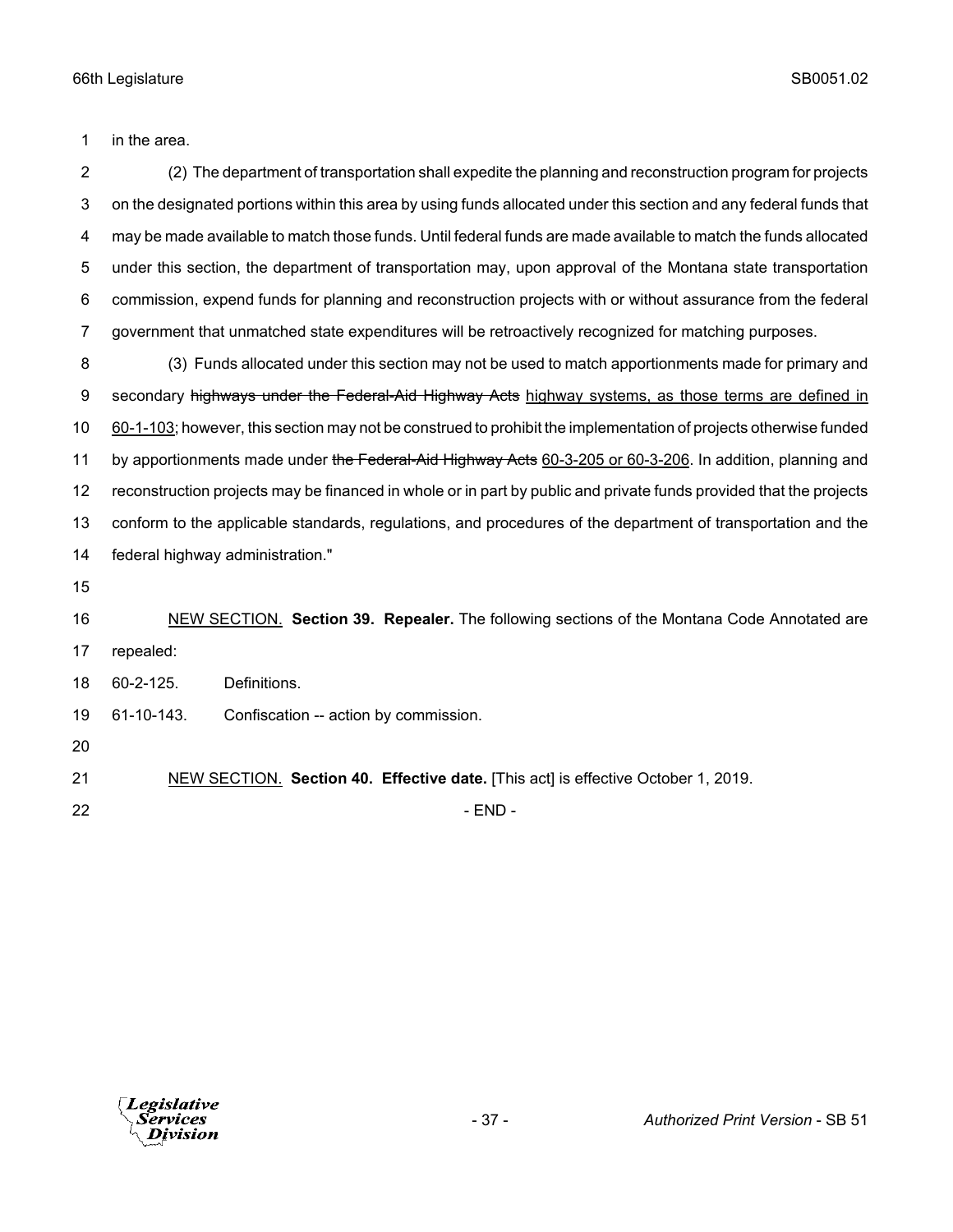in the area.

(2) The department of transportation shall expedite the planning and reconstruction program for projects on the designated portions within this area by using funds allocated under this section and any federal funds that may be made available to match those funds. Until federal funds are made available to match the funds allocated under this section, the department of transportation may, upon approval of the Montana state transportation commission, expend funds for planning and reconstruction projects with or without assurance from the federal government that unmatched state expenditures will be retroactively recognized for matching purposes.

(3) Funds allocated under this section may not be used to match apportionments made for primary and secondary ~~highways under the Federal-Aid Highway Acts~~ <u>highway systems, as those terms are defined in 60-1-103</u>; however, this section may not be construed to prohibit the implementation of projects otherwise funded by apportionments made under ~~the Federal-Aid Highway Acts~~ <u>60-3-205 or 60-3-206</u>. In addition, planning and reconstruction projects may be financed in whole or in part by public and private funds provided that the projects conform to the applicable standards, regulations, and procedures of the department of transportation and the federal highway administration."

<u>NEW SECTION.</u> **Section 39. Repealer.** The following sections of the Montana Code Annotated are repealed:

60-2-125. Definitions.

61-10-143. Confiscation -- action by commission.

<u>NEW SECTION.</u> **Section 40. Effective date.** [This act] is effective October 1, 2019.

- END -